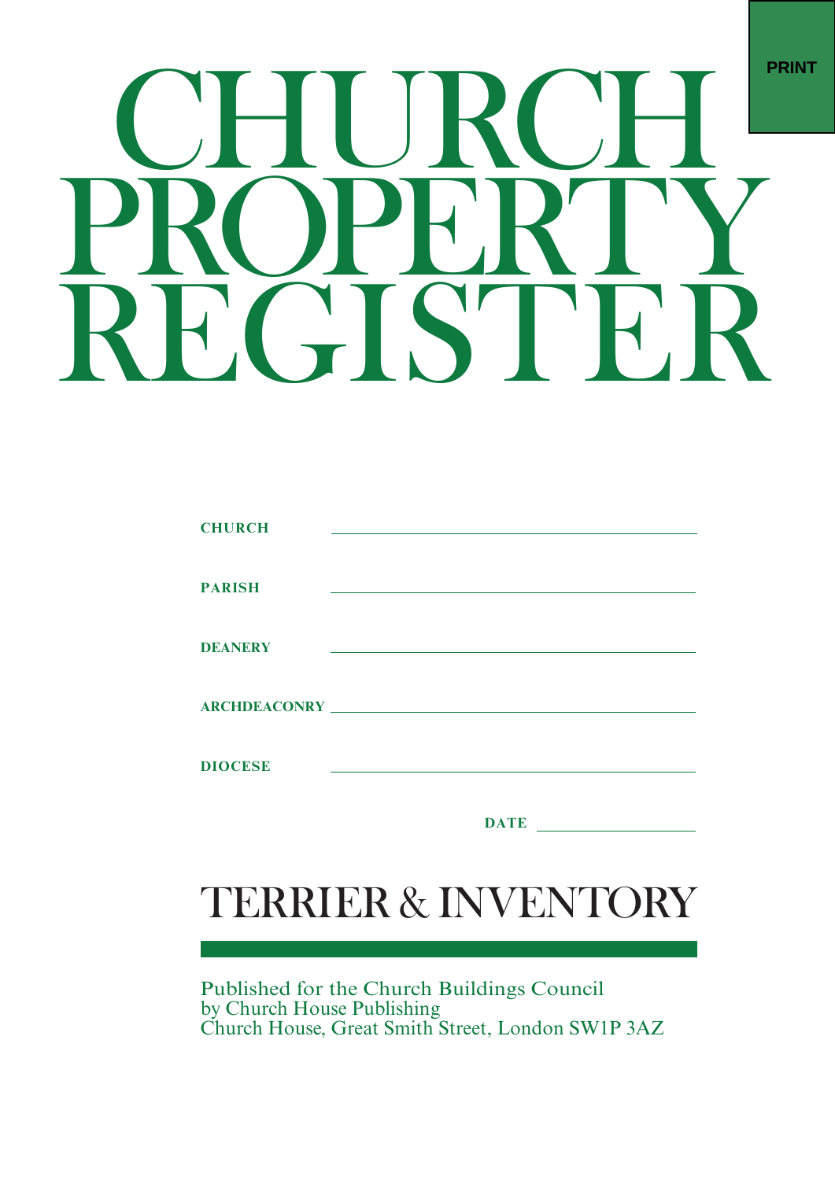# CHURCH PROPERTY REGISTER

**CHURCH** ______________________________

**PARISH** ______________________________

**DEANERY** ______________________________

**ARCHDEACONRY** ______________________________

**DIOCESE** ______________________________

**DATE** ______________

## TERRIER & INVENTORY

Published for the Church Buildings Council
by Church House Publishing
Church House, Great Smith Street, London SW1P 3AZ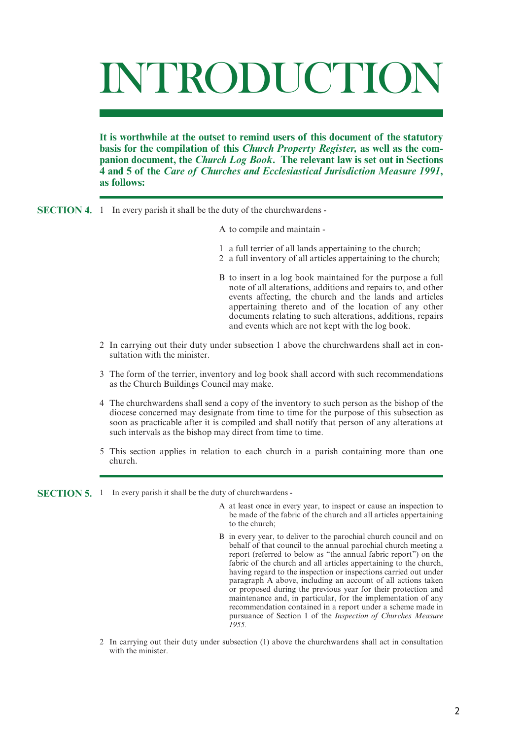# INTRODUCTION

**It is worthwhile at the outset to remind users of this document of the statutory basis for the compilation of this *Church Property Register,* as well as the companion document, the *Church Log Book*. The relevant law is set out in Sections 4 and 5 of the *Care of Churches and Ecclesiastical Jurisdiction Measure 1991*, as follows:**

**SECTION 4.**

1 In every parish it shall be the duty of the churchwardens -

A to compile and maintain -

1 a full terrier of all lands appertaining to the church;
2 a full inventory of all articles appertaining to the church;

B to insert in a log book maintained for the purpose a full note of all alterations, additions and repairs to, and other events affecting, the church and the lands and articles appertaining thereto and of the location of any other documents relating to such alterations, additions, repairs and events which are not kept with the log book.

2 In carrying out their duty under subsection 1 above the churchwardens shall act in consultation with the minister.

3 The form of the terrier, inventory and log book shall accord with such recommendations as the Church Buildings Council may make.

4 The churchwardens shall send a copy of the inventory to such person as the bishop of the diocese concerned may designate from time to time for the purpose of this subsection as soon as practicable after it is compiled and shall notify that person of any alterations at such intervals as the bishop may direct from time to time.

5 This section applies in relation to each church in a parish containing more than one church.

**SECTION 5.**

1 In every parish it shall be the duty of churchwardens -

A at least once in every year, to inspect or cause an inspection to be made of the fabric of the church and all articles appertaining to the church;

B in every year, to deliver to the parochial church council and on behalf of that council to the annual parochial church meeting a report (referred to below as "the annual fabric report") on the fabric of the church and all articles appertaining to the church, having regard to the inspection or inspections carried out under paragraph A above, including an account of all actions taken or proposed during the previous year for their protection and maintenance and, in particular, for the implementation of any recommendation contained in a report under a scheme made in pursuance of Section 1 of the *Inspection of Churches Measure 1955.*

2 In carrying out their duty under subsection (1) above the churchwardens shall act in consultation with the minister.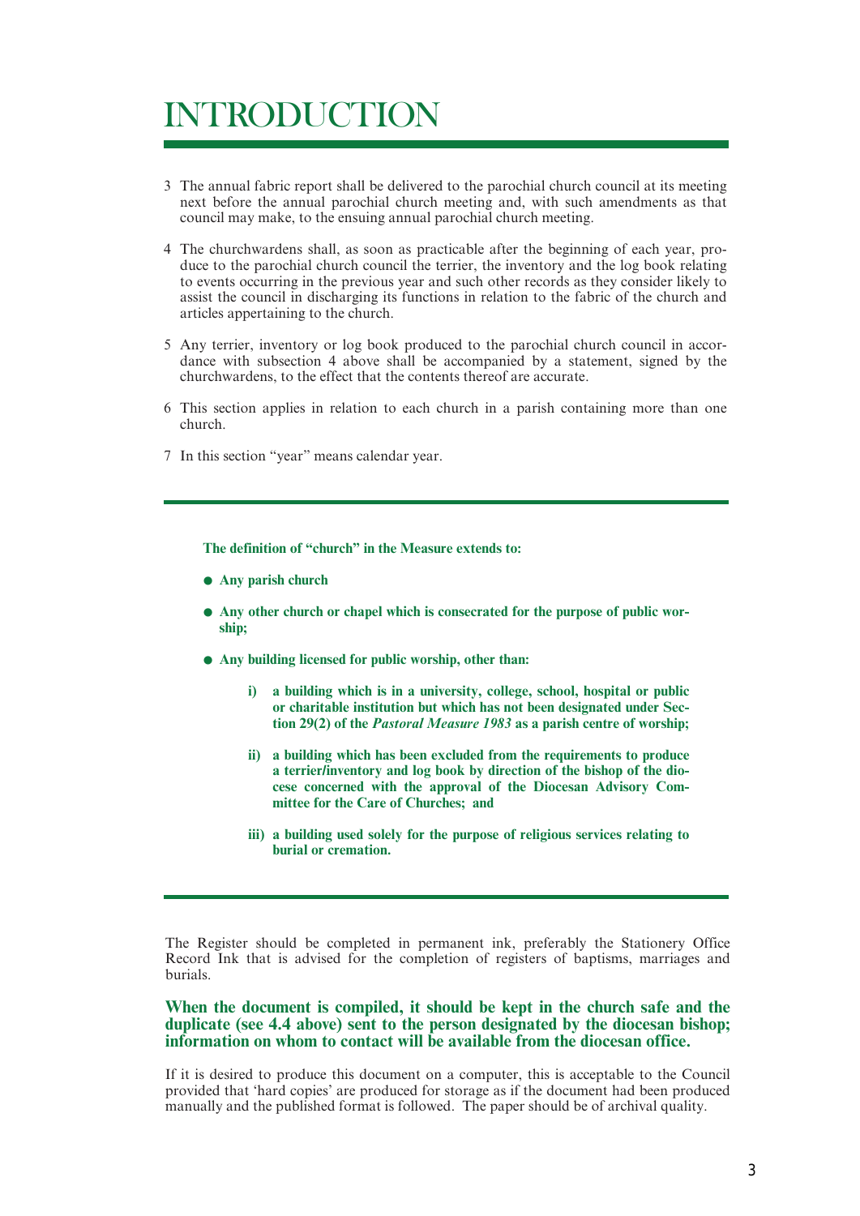# INTRODUCTION

3 The annual fabric report shall be delivered to the parochial church council at its meeting next before the annual parochial church meeting and, with such amendments as that council may make, to the ensuing annual parochial church meeting.

4 The churchwardens shall, as soon as practicable after the beginning of each year, produce to the parochial church council the terrier, the inventory and the log book relating to events occurring in the previous year and such other records as they consider likely to assist the council in discharging its functions in relation to the fabric of the church and articles appertaining to the church.

5 Any terrier, inventory or log book produced to the parochial church council in accordance with subsection 4 above shall be accompanied by a statement, signed by the churchwardens, to the effect that the contents thereof are accurate.

6 This section applies in relation to each church in a parish containing more than one church.

7 In this section "year" means calendar year.

---

**The definition of "church" in the Measure extends to:**

- **Any parish church**
- **Any other church or chapel which is consecrated for the purpose of public worship;**
- **Any building licensed for public worship, other than:**
  - **i) a building which is in a university, college, school, hospital or public or charitable institution but which has not been designated under Section 29(2) of the *Pastoral Measure 1983* as a parish centre of worship;**
  - **ii) a building which has been excluded from the requirements to produce a terrier/inventory and log book by direction of the bishop of the diocese concerned with the approval of the Diocesan Advisory Committee for the Care of Churches; and**
  - **iii) a building used solely for the purpose of religious services relating to burial or cremation.**

---

The Register should be completed in permanent ink, preferably the Stationery Office Record Ink that is advised for the completion of registers of baptisms, marriages and burials.

**When the document is compiled, it should be kept in the church safe and the duplicate (see 4.4 above) sent to the person designated by the diocesan bishop; information on whom to contact will be available from the diocesan office.**

If it is desired to produce this document on a computer, this is acceptable to the Council provided that 'hard copies' are produced for storage as if the document had been produced manually and the published format is followed. The paper should be of archival quality.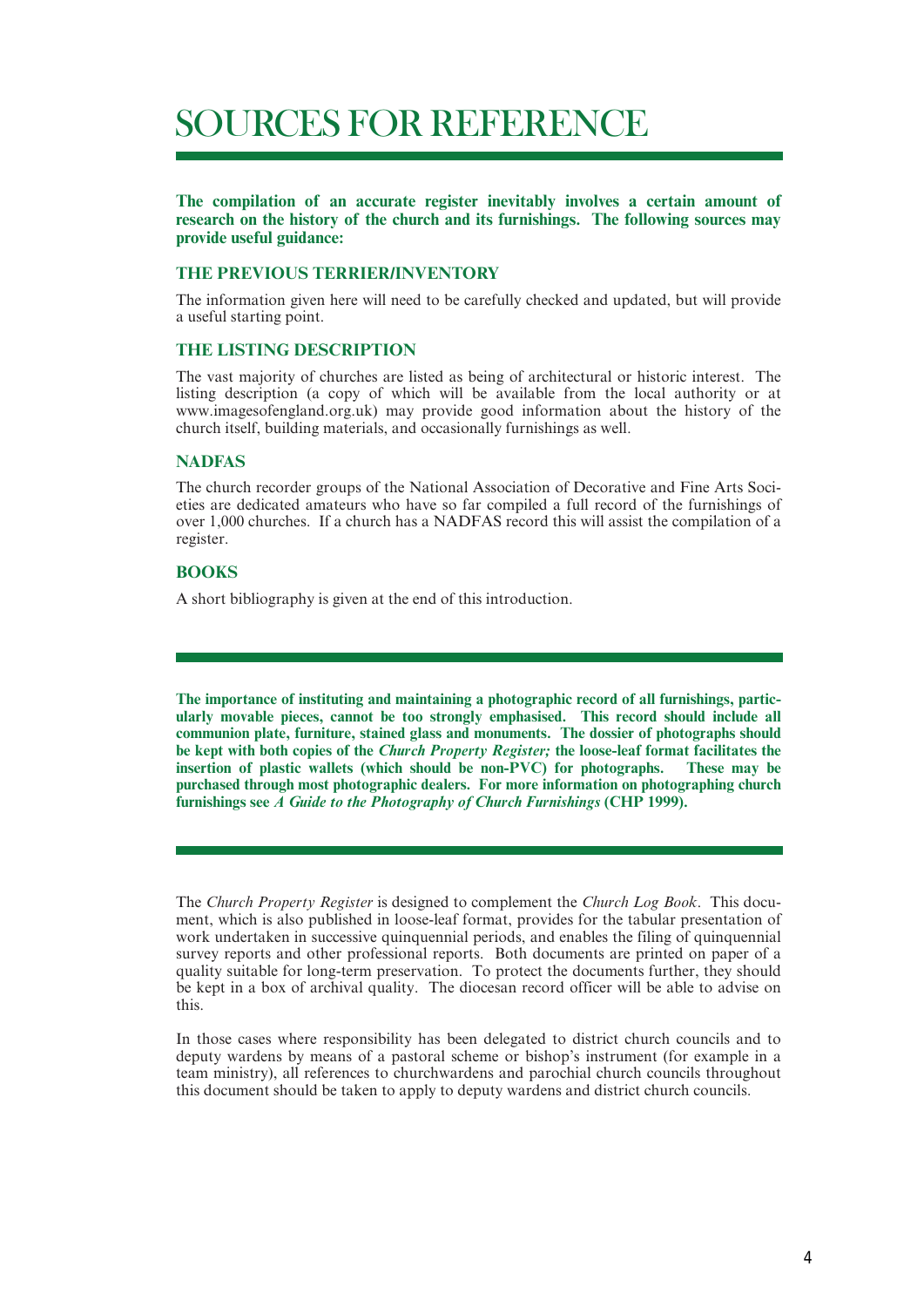# SOURCES FOR REFERENCE

**The compilation of an accurate register inevitably involves a certain amount of research on the history of the church and its furnishings. The following sources may provide useful guidance:**

### THE PREVIOUS TERRIER/INVENTORY

The information given here will need to be carefully checked and updated, but will provide a useful starting point.

### THE LISTING DESCRIPTION

The vast majority of churches are listed as being of architectural or historic interest. The listing description (a copy of which will be available from the local authority or at www.imagesofengland.org.uk) may provide good information about the history of the church itself, building materials, and occasionally furnishings as well.

### NADFAS

The church recorder groups of the National Association of Decorative and Fine Arts Societies are dedicated amateurs who have so far compiled a full record of the furnishings of over 1,000 churches. If a church has a NADFAS record this will assist the compilation of a register.

### BOOKS

A short bibliography is given at the end of this introduction.

---

**The importance of instituting and maintaining a photographic record of all furnishings, particularly movable pieces, cannot be too strongly emphasised. This record should include all communion plate, furniture, stained glass and monuments. The dossier of photographs should be kept with both copies of the *Church Property Register;* the loose-leaf format facilitates the insertion of plastic wallets (which should be non-PVC) for photographs. These may be purchased through most photographic dealers. For more information on photographing church furnishings see *A Guide to the Photography of Church Furnishings* (CHP 1999).**

---

The *Church Property Register* is designed to complement the *Church Log Book*. This document, which is also published in loose-leaf format, provides for the tabular presentation of work undertaken in successive quinquennial periods, and enables the filing of quinquennial survey reports and other professional reports. Both documents are printed on paper of a quality suitable for long-term preservation. To protect the documents further, they should be kept in a box of archival quality. The diocesan record officer will be able to advise on this.

In those cases where responsibility has been delegated to district church councils and to deputy wardens by means of a pastoral scheme or bishop's instrument (for example in a team ministry), all references to churchwardens and parochial church councils throughout this document should be taken to apply to deputy wardens and district church councils.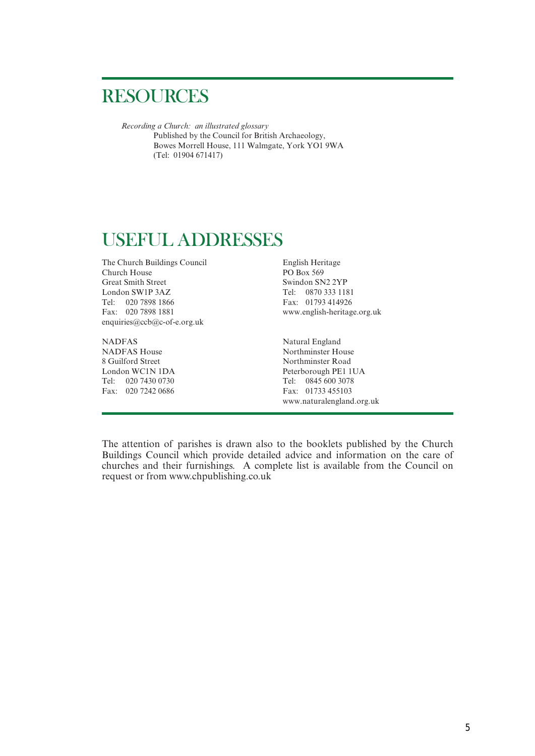# RESOURCES

*Recording a Church: an illustrated glossary*
Published by the Council for British Archaeology,
Bowes Morrell House, 111 Walmgate, York YO1 9WA
(Tel: 01904 671417)

# USEFUL ADDRESSES

The Church Buildings Council
Church House
Great Smith Street
London SW1P 3AZ
Tel: 020 7898 1866
Fax: 020 7898 1881
enquiries@ccb@c-of-e.org.uk

NADFAS
NADFAS House
8 Guilford Street
London WC1N 1DA
Tel: 020 7430 0730
Fax: 020 7242 0686

English Heritage
PO Box 569
Swindon SN2 2YP
Tel: 0870 333 1181
Fax: 01793 414926
www.english-heritage.org.uk

Natural England
Northminster House
Northminster Road
Peterborough PE1 1UA
Tel: 0845 600 3078
Fax: 01733 455103
www.naturalengland.org.uk

The attention of parishes is drawn also to the booklets published by the Church Buildings Council which provide detailed advice and information on the care of churches and their furnishings. A complete list is available from the Council on request or from www.chpublishing.co.uk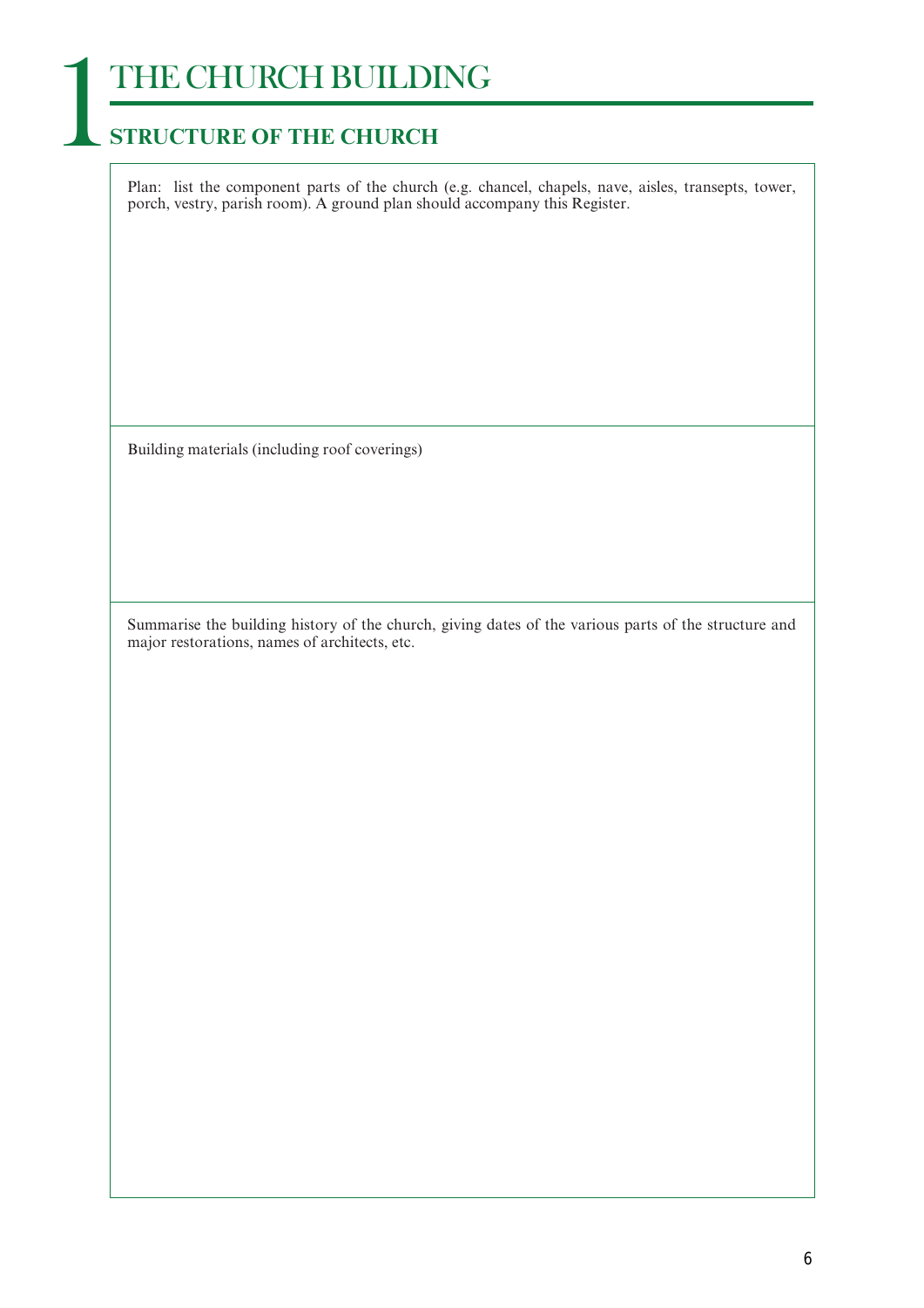# 1 THE CHURCH BUILDING

## STRUCTURE OF THE CHURCH

Plan: list the component parts of the church (e.g. chancel, chapels, nave, aisles, transepts, tower, porch, vestry, parish room). A ground plan should accompany this Register.

Building materials (including roof coverings)

Summarise the building history of the church, giving dates of the various parts of the structure and major restorations, names of architects, etc.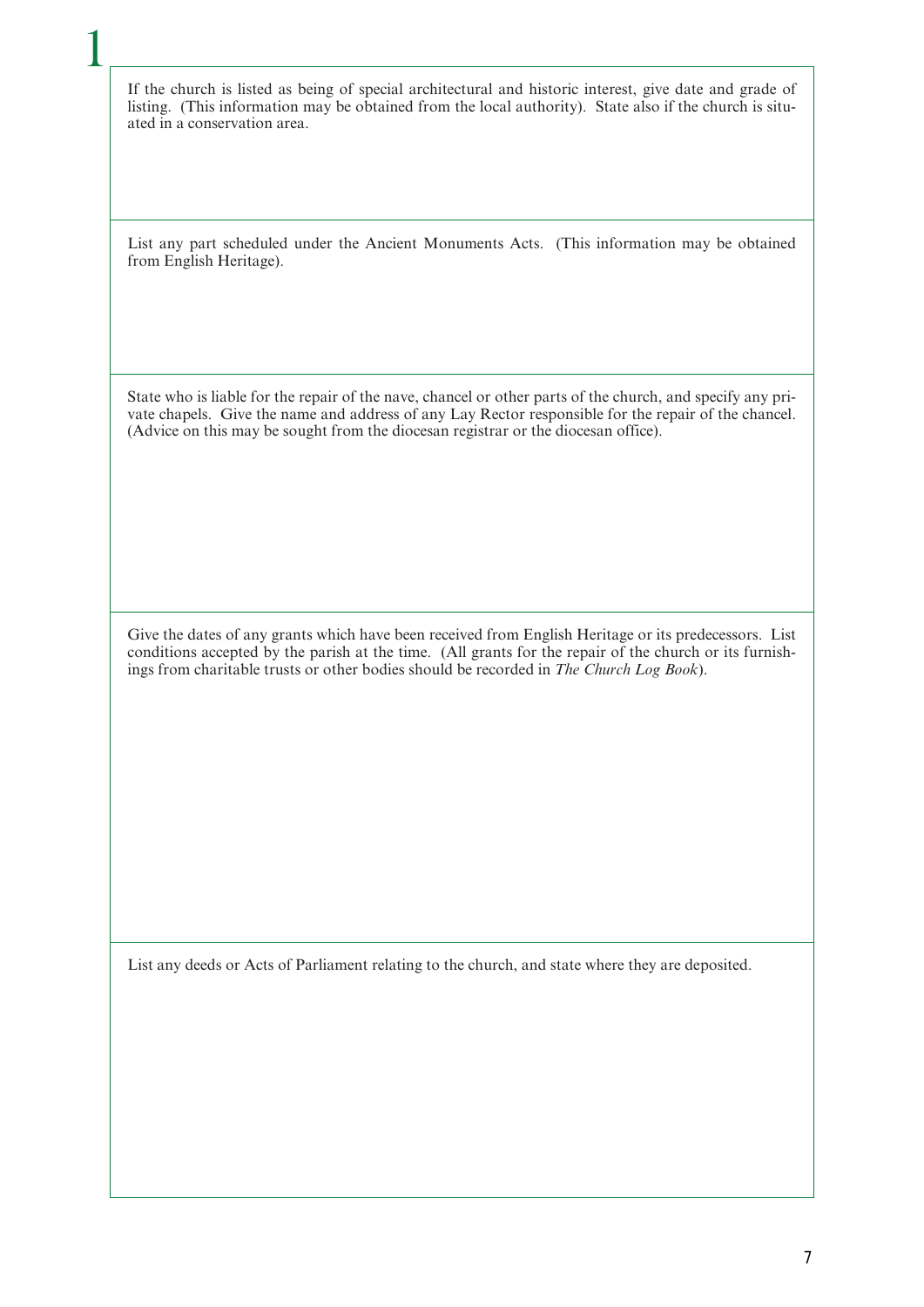# 1

If the church is listed as being of special architectural and historic interest, give date and grade of listing. (This information may be obtained from the local authority). State also if the church is situated in a conservation area.

List any part scheduled under the Ancient Monuments Acts. (This information may be obtained from English Heritage).

State who is liable for the repair of the nave, chancel or other parts of the church, and specify any private chapels. Give the name and address of any Lay Rector responsible for the repair of the chancel. (Advice on this may be sought from the diocesan registrar or the diocesan office).

Give the dates of any grants which have been received from English Heritage or its predecessors. List conditions accepted by the parish at the time. (All grants for the repair of the church or its furnishings from charitable trusts or other bodies should be recorded in *The Church Log Book*).

List any deeds or Acts of Parliament relating to the church, and state where they are deposited.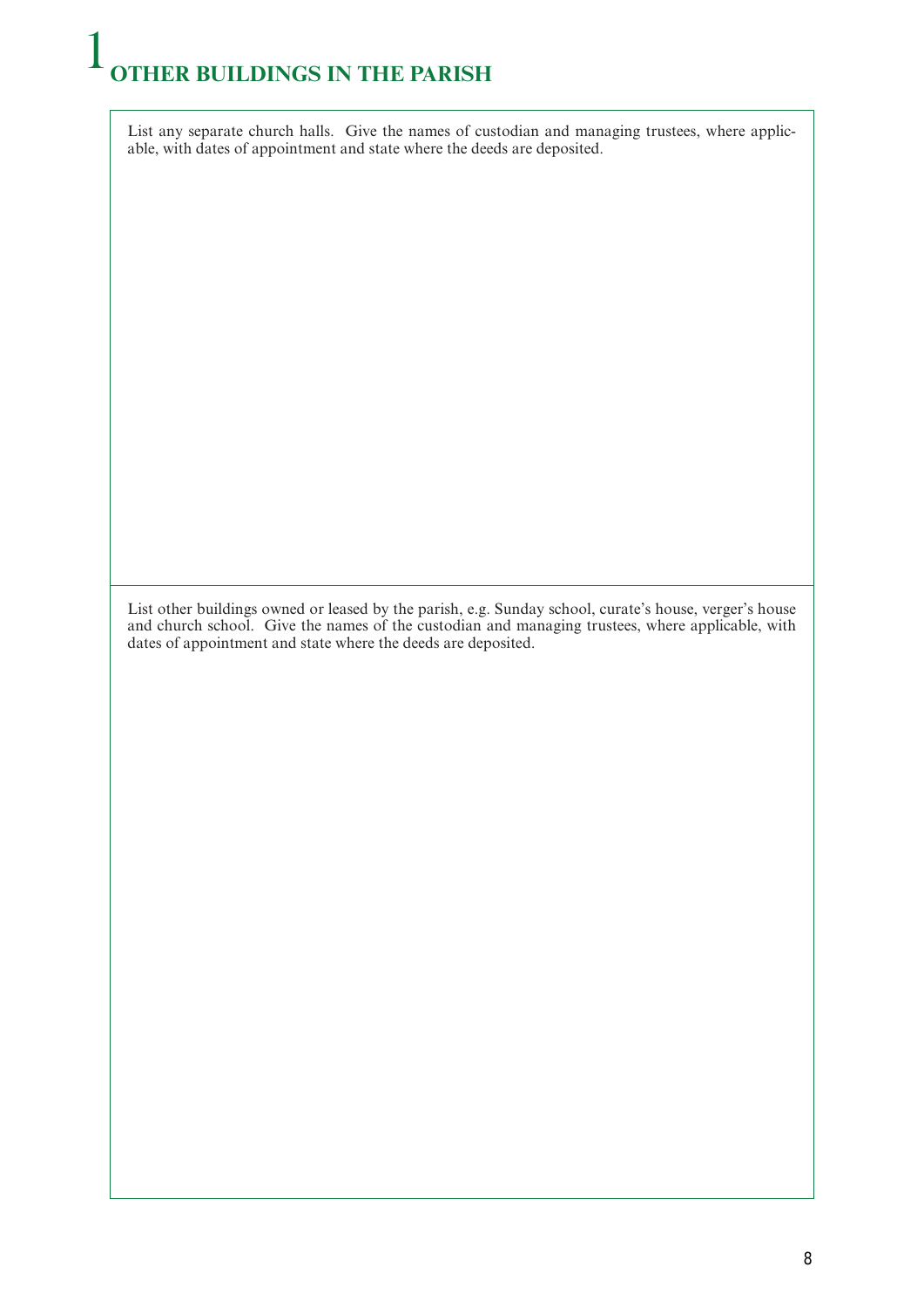# 1 OTHER BUILDINGS IN THE PARISH

List any separate church halls. Give the names of custodian and managing trustees, where applicable, with dates of appointment and state where the deeds are deposited.

List other buildings owned or leased by the parish, e.g. Sunday school, curate's house, verger's house and church school. Give the names of the custodian and managing trustees, where applicable, with dates of appointment and state where the deeds are deposited.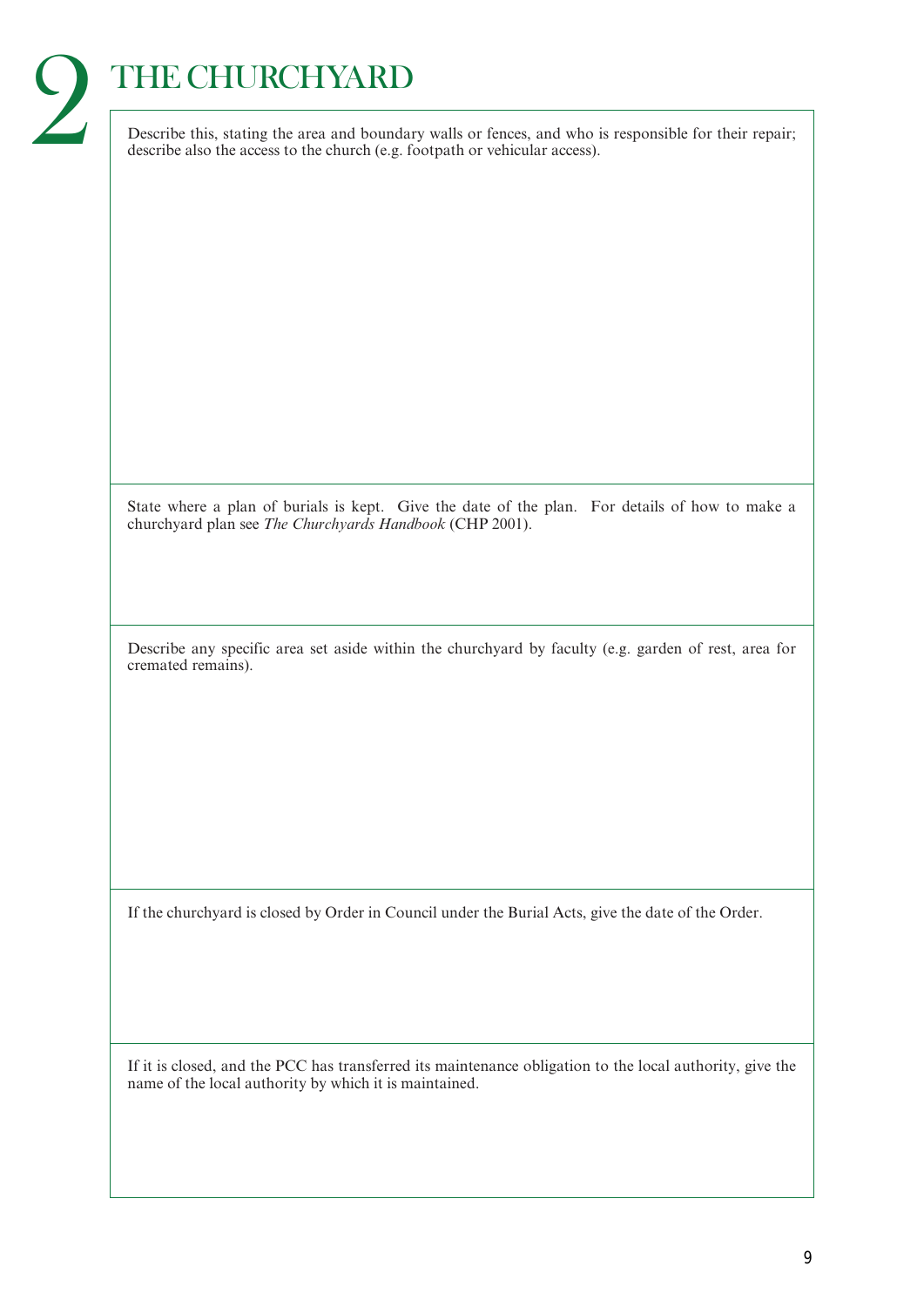# 2 THE CHURCHYARD

Describe this, stating the area and boundary walls or fences, and who is responsible for their repair; describe also the access to the church (e.g. footpath or vehicular access).

State where a plan of burials is kept. Give the date of the plan. For details of how to make a churchyard plan see *The Churchyards Handbook* (CHP 2001).

Describe any specific area set aside within the churchyard by faculty (e.g. garden of rest, area for cremated remains).

If the churchyard is closed by Order in Council under the Burial Acts, give the date of the Order.

If it is closed, and the PCC has transferred its maintenance obligation to the local authority, give the name of the local authority by which it is maintained.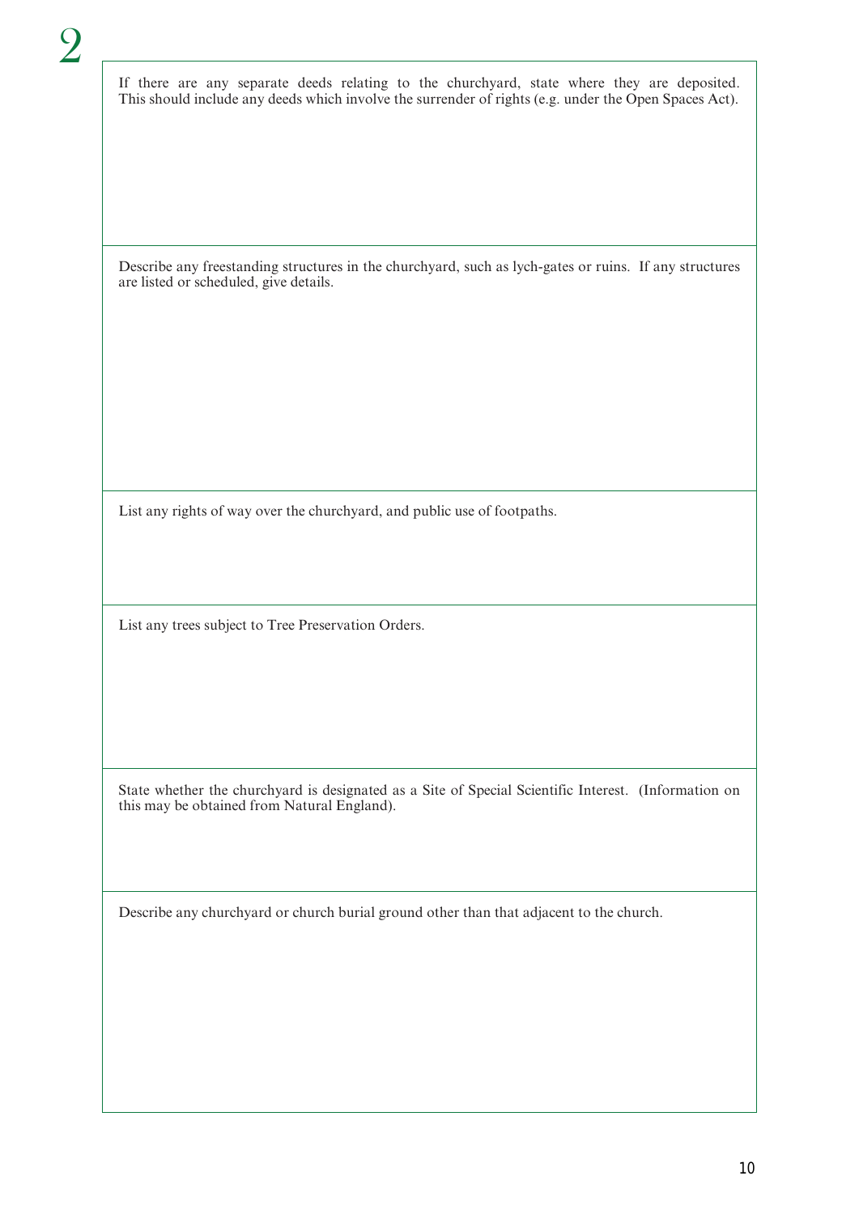# 2

If there are any separate deeds relating to the churchyard, state where they are deposited. This should include any deeds which involve the surrender of rights (e.g. under the Open Spaces Act).

Describe any freestanding structures in the churchyard, such as lych-gates or ruins. If any structures are listed or scheduled, give details.

List any rights of way over the churchyard, and public use of footpaths.

List any trees subject to Tree Preservation Orders.

State whether the churchyard is designated as a Site of Special Scientific Interest. (Information on this may be obtained from Natural England).

Describe any churchyard or church burial ground other than that adjacent to the church.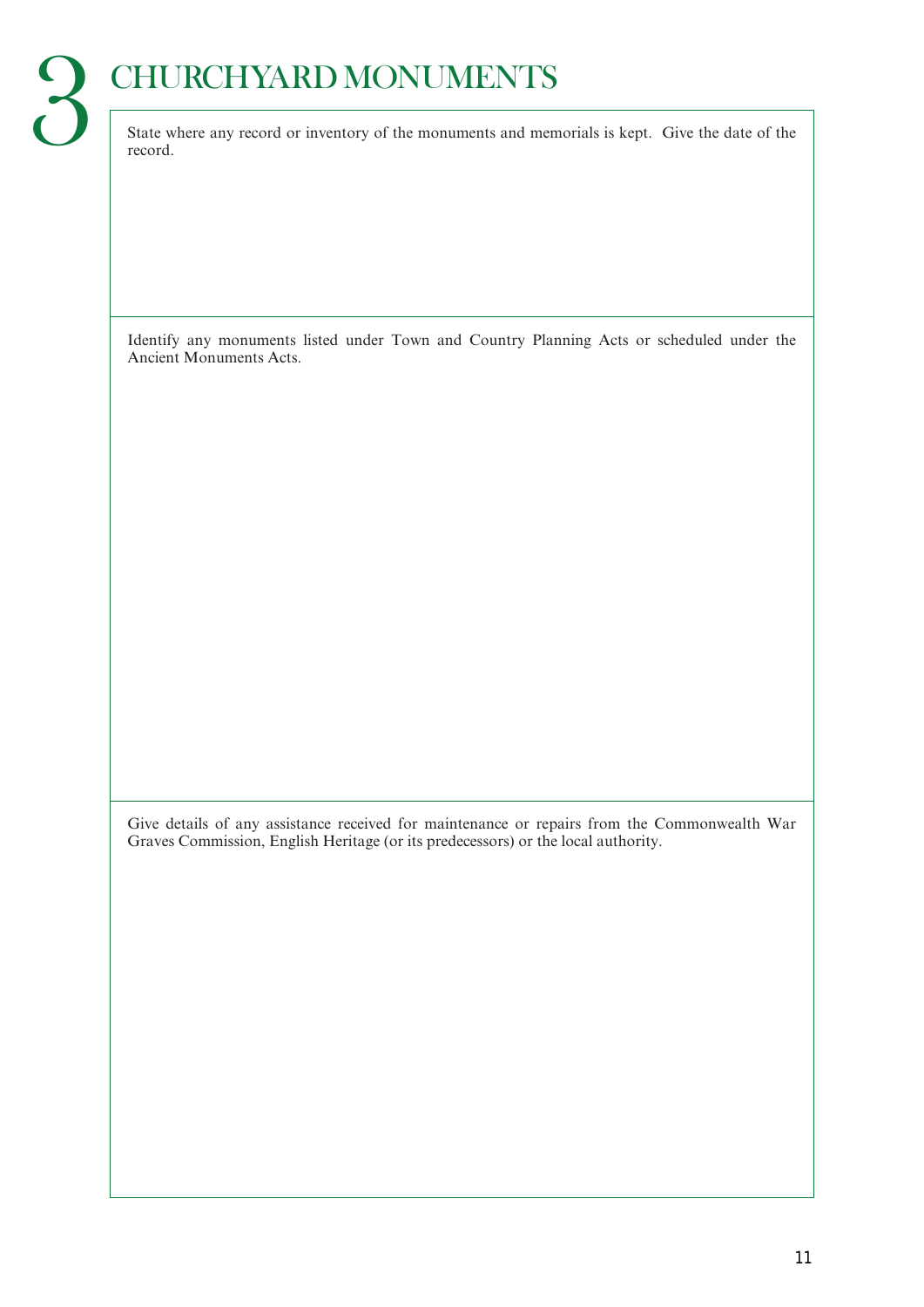# 3 CHURCHYARD MONUMENTS

State where any record or inventory of the monuments and memorials is kept. Give the date of the record.

Identify any monuments listed under Town and Country Planning Acts or scheduled under the Ancient Monuments Acts.

Give details of any assistance received for maintenance or repairs from the Commonwealth War Graves Commission, English Heritage (or its predecessors) or the local authority.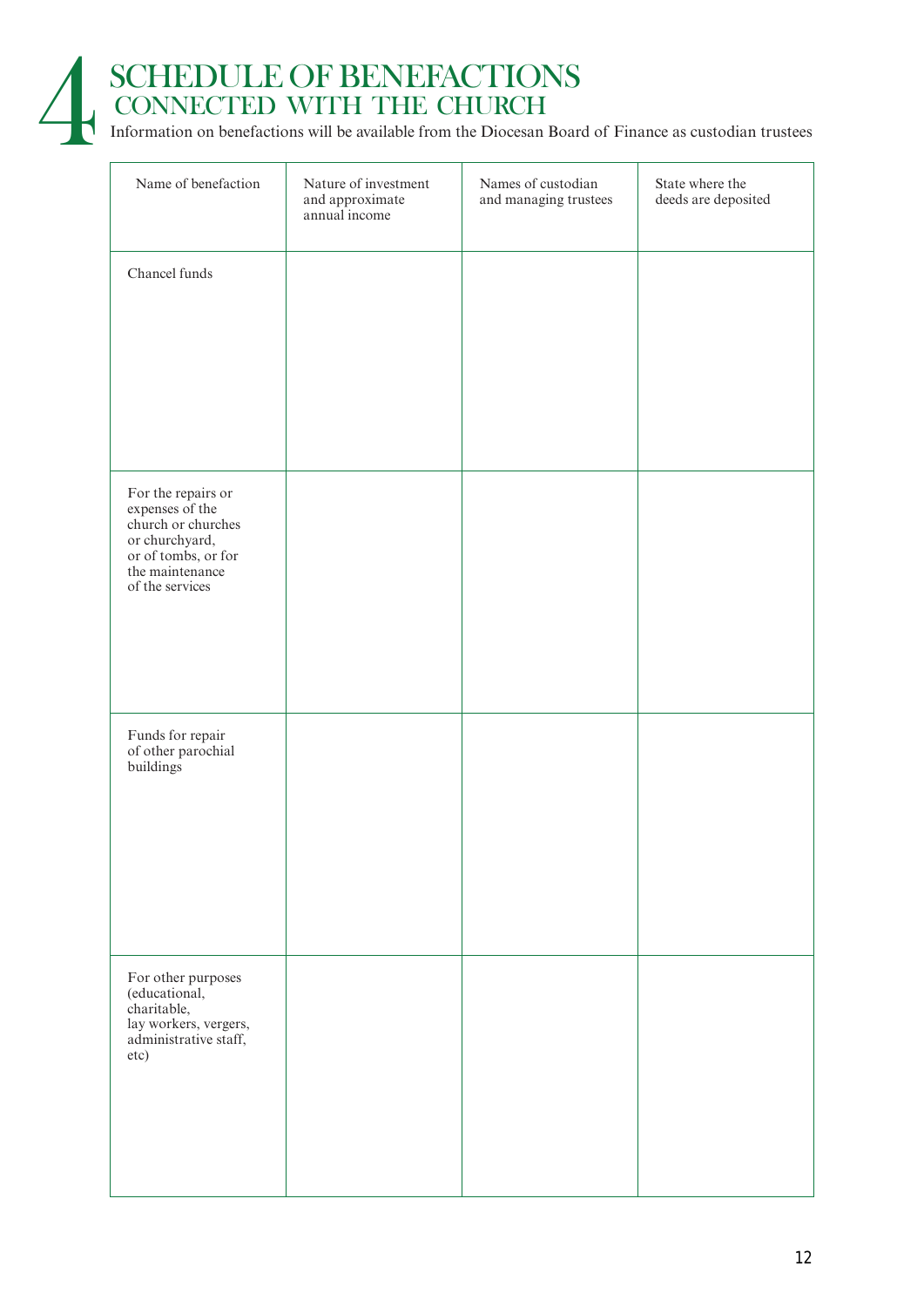# 4 SCHEDULE OF BENEFACTIONS CONNECTED WITH THE CHURCH

Information on benefactions will be available from the Diocesan Board of Finance as custodian trustees

| Name of benefaction | Nature of investment and approximate annual income | Names of custodian and managing trustees | State where the deeds are deposited |
|---|---|---|---|
| Chancel funds | | | |
| For the repairs or expenses of the church or churches or churchyard, or of tombs, or for the maintenance of the services | | | |
| Funds for repair of other parochial buildings | | | |
| For other purposes (educational, charitable, lay workers, vergers, administrative staff, etc) | | | |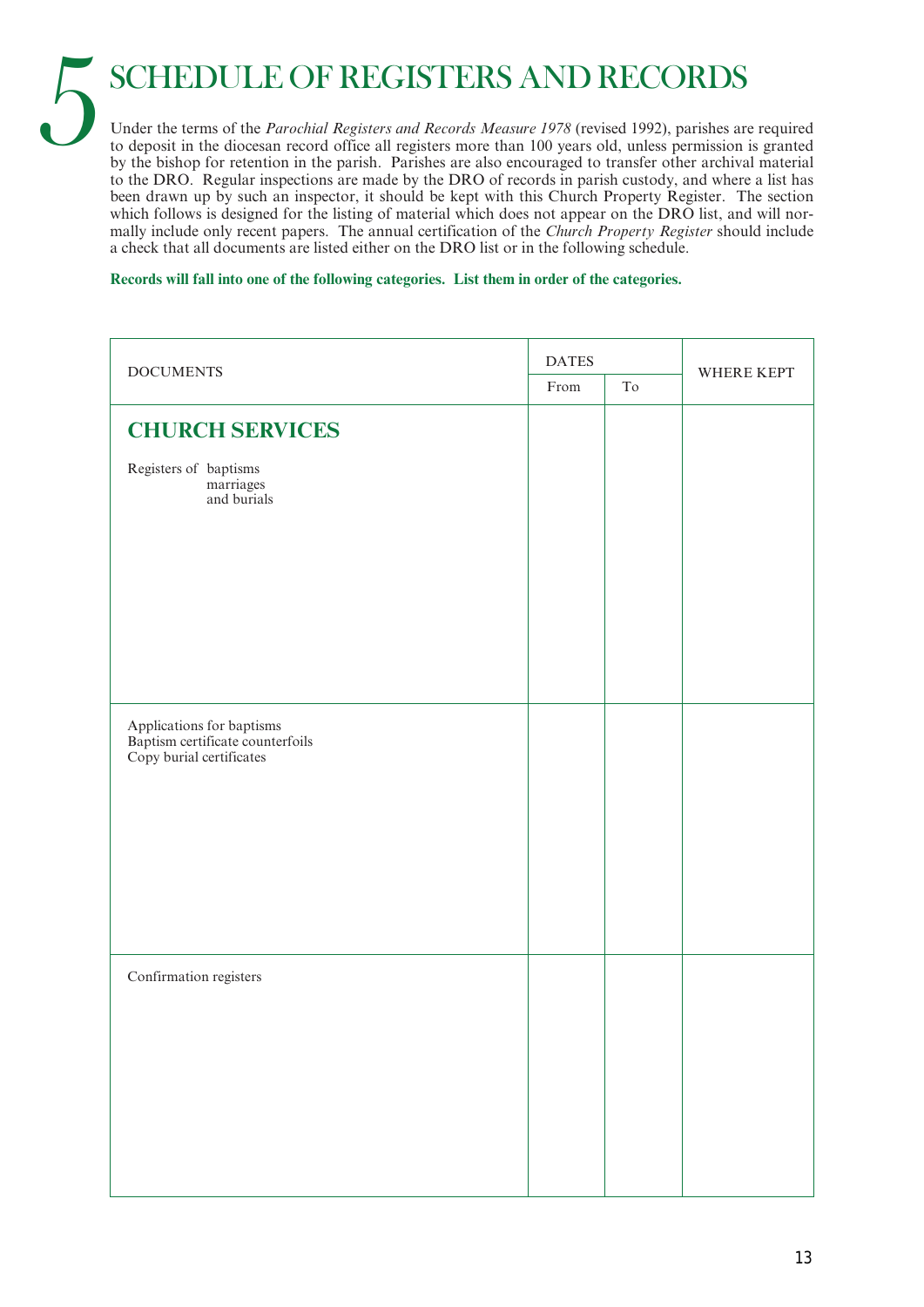# 5 SCHEDULE OF REGISTERS AND RECORDS

Under the terms of the *Parochial Registers and Records Measure 1978* (revised 1992), parishes are required to deposit in the diocesan record office all registers more than 100 years old, unless permission is granted by the bishop for retention in the parish. Parishes are also encouraged to transfer other archival material to the DRO. Regular inspections are made by the DRO of records in parish custody, and where a list has been drawn up by such an inspector, it should be kept with this Church Property Register. The section which follows is designed for the listing of material which does not appear on the DRO list, and will normally include only recent papers. The annual certification of the *Church Property Register* should include a check that all documents are listed either on the DRO list or in the following schedule.

**Records will fall into one of the following categories. List them in order of the categories.**

| DOCUMENTS | DATES | | WHERE KEPT |
|---|---|---|---|
| | From | To | |
| **CHURCH SERVICES** | | | |
| Registers of baptisms<br>marriages<br>and burials | | | |
| Applications for baptisms<br>Baptism certificate counterfoils<br>Copy burial certificates | | | |
| Confirmation registers | | | |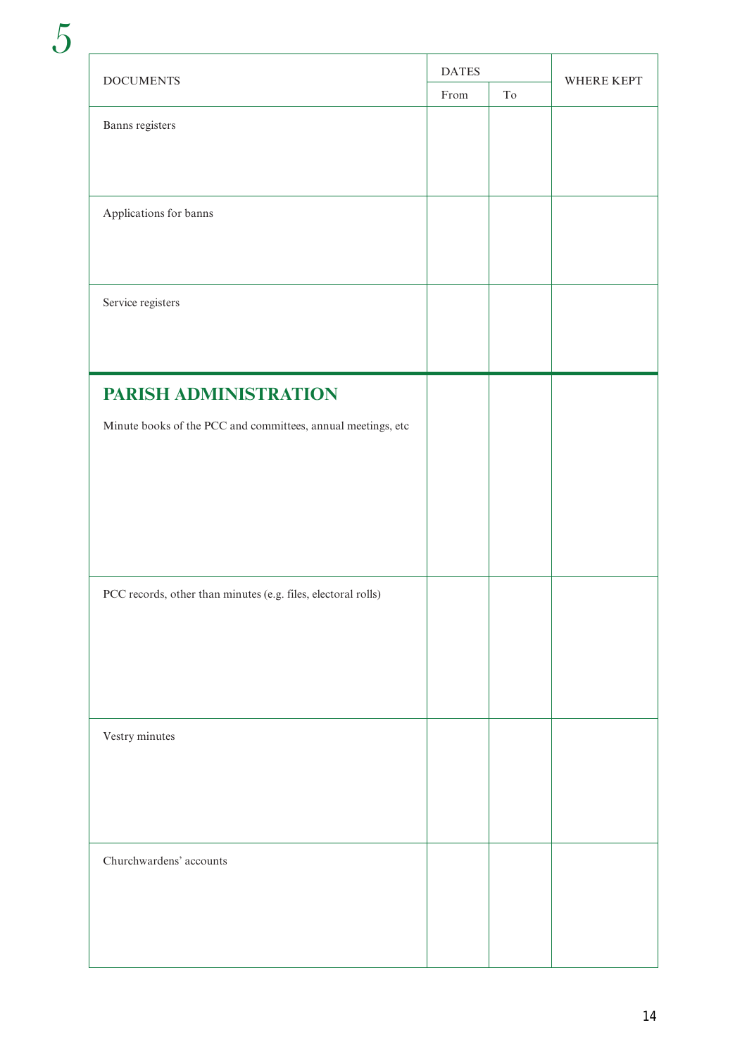| DOCUMENTS | DATES | | WHERE KEPT |
|---|---|---|---|
| | From | To | |
| Banns registers | | | |
| Applications for banns | | | |
| Service registers | | | |
| **PARISH ADMINISTRATION** | | | |
| Minute books of the PCC and committees, annual meetings, etc | | | |
| PCC records, other than minutes (e.g. files, electoral rolls) | | | |
| Vestry minutes | | | |
| Churchwardens' accounts | | | |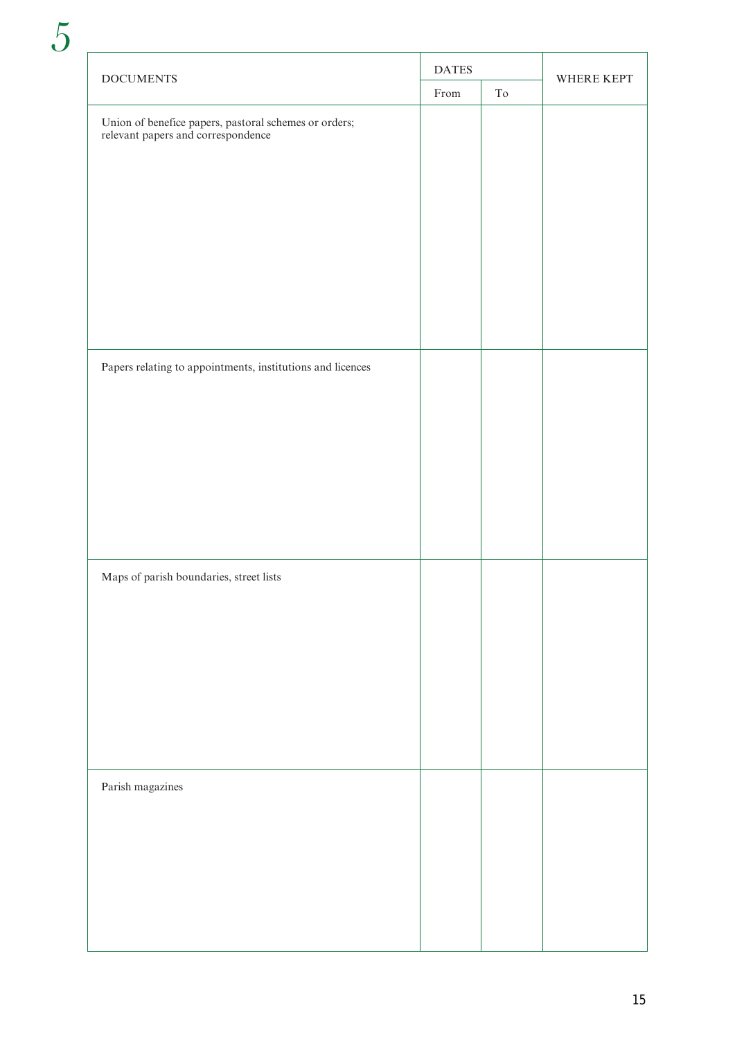# 5

| DOCUMENTS | DATES | | WHERE KEPT |
|---|---|---|---|
| | From | To | |
| Union of benefice papers, pastoral schemes or orders; relevant papers and correspondence | | | |
| Papers relating to appointments, institutions and licences | | | |
| Maps of parish boundaries, street lists | | | |
| Parish magazines | | | |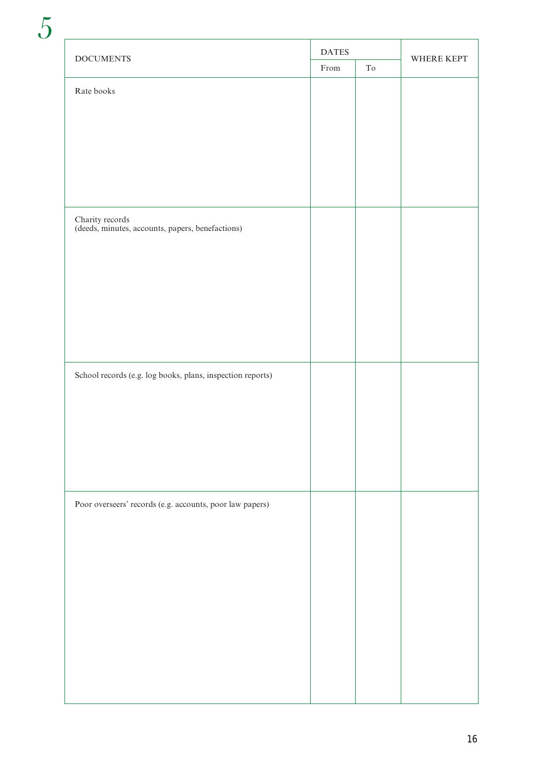5

| DOCUMENTS | DATES | | WHERE KEPT |
|---|---|---|---|
| | From | To | |
| Rate books | | | |
| Charity records (deeds, minutes, accounts, papers, benefactions) | | | |
| School records (e.g. log books, plans, inspection reports) | | | |
| Poor overseers' records (e.g. accounts, poor law papers) | | | |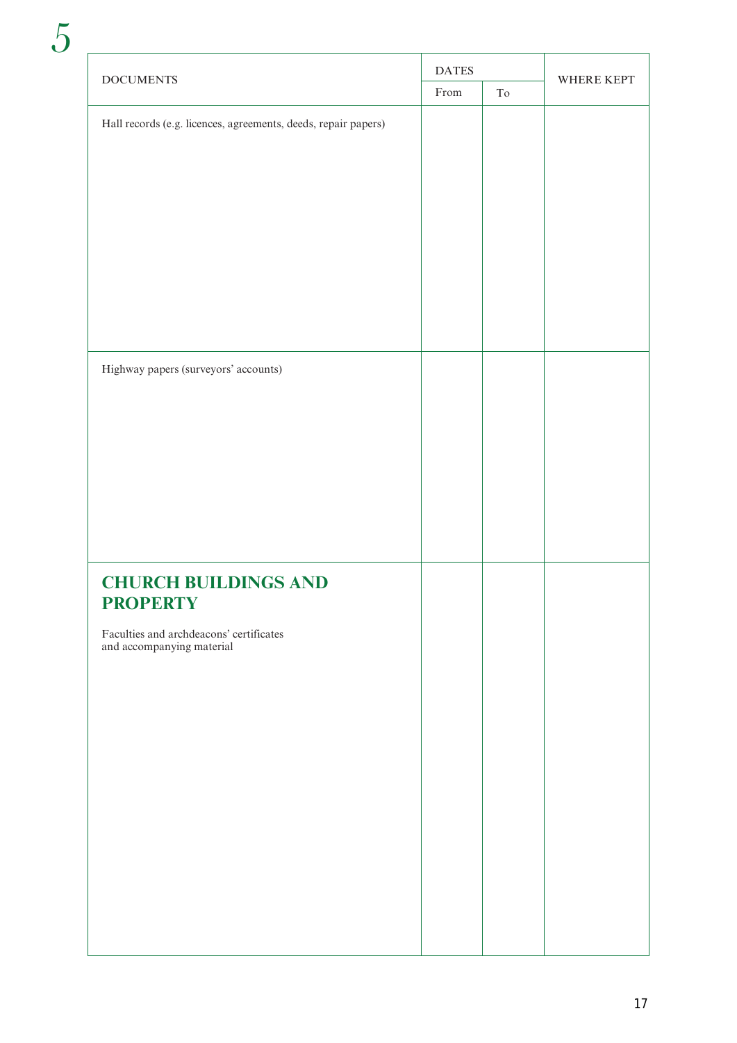5

| DOCUMENTS | DATES | | WHERE KEPT |
|---|---|---|---|
| | From | To | |
| Hall records (e.g. licences, agreements, deeds, repair papers) | | | |
| Highway papers (surveyors' accounts) | | | |
| **CHURCH BUILDINGS AND PROPERTY** Faculties and archdeacons' certificates and accompanying material | | | |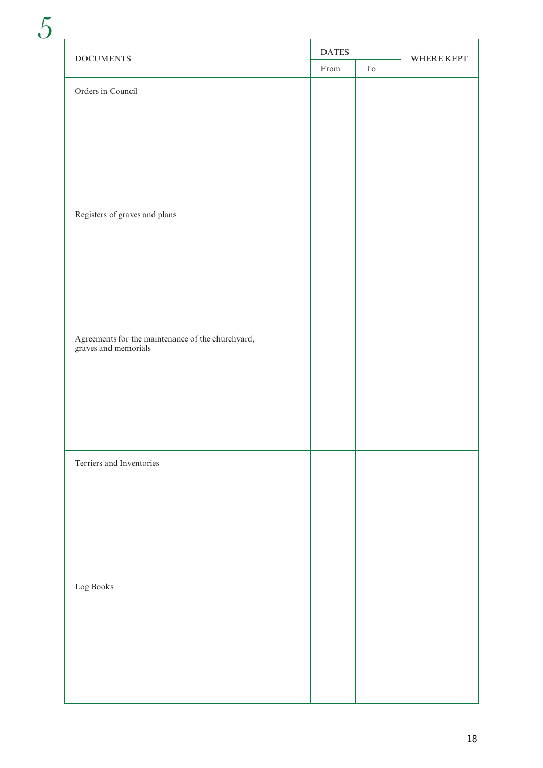5

| DOCUMENTS | DATES | | WHERE KEPT |
|---|---|---|---|
| | From | To | |
| Orders in Council | | | |
| Registers of graves and plans | | | |
| Agreements for the maintenance of the churchyard, graves and memorials | | | |
| Terriers and Inventories | | | |
| Log Books | | | |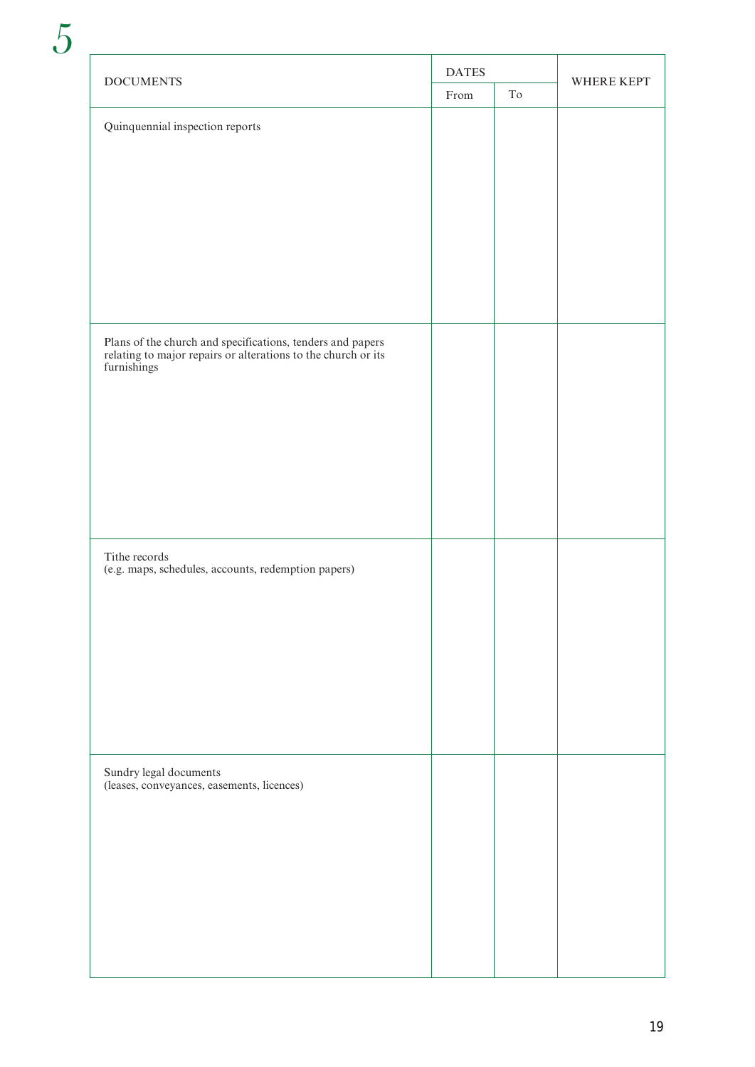# 5

| DOCUMENTS | DATES | | WHERE KEPT |
|---|---|---|---|
| | From | To | |
| Quinquennial inspection reports | | | |
| Plans of the church and specifications, tenders and papers relating to major repairs or alterations to the church or its furnishings | | | |
| Tithe records (e.g. maps, schedules, accounts, redemption papers) | | | |
| Sundry legal documents (leases, conveyances, easements, licences) | | | |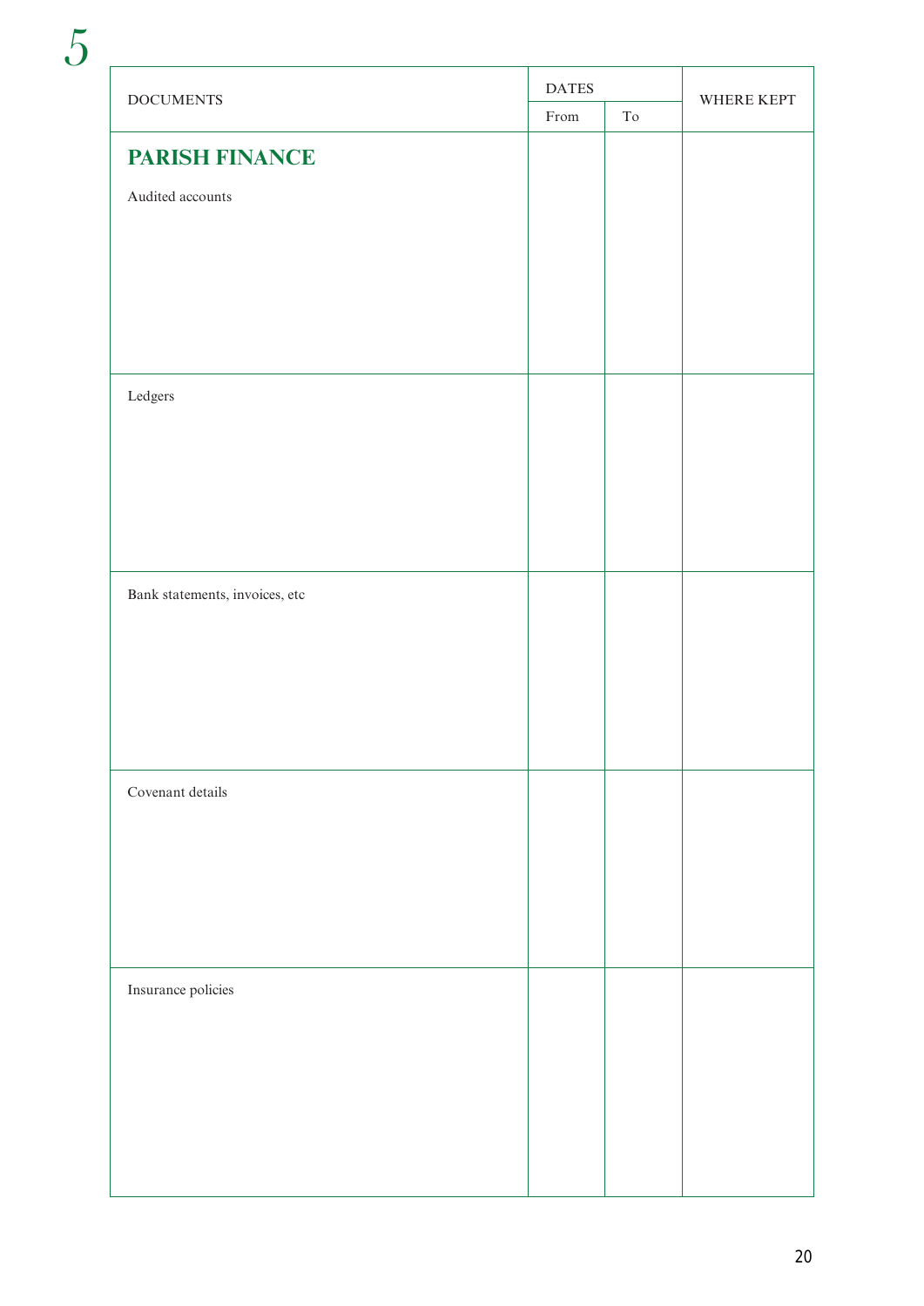5

| DOCUMENTS | DATES | | WHERE KEPT |
|---|---|---|---|
| | From | To | |
| **PARISH FINANCE** | | | |
| Audited accounts | | | |
| Ledgers | | | |
| Bank statements, invoices, etc | | | |
| Covenant details | | | |
| Insurance policies | | | |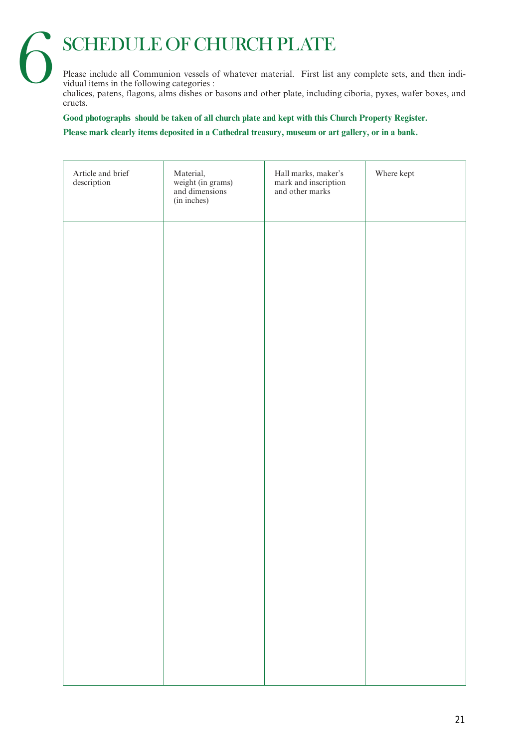# 6 SCHEDULE OF CHURCH PLATE

Please include all Communion vessels of whatever material. First list any complete sets, and then individual items in the following categories :
chalices, patens, flagons, alms dishes or basons and other plate, including ciboria, pyxes, wafer boxes, and cruets.

**Good photographs should be taken of all church plate and kept with this Church Property Register.**

**Please mark clearly items deposited in a Cathedral treasury, museum or art gallery, or in a bank.**

| Article and brief description | Material, weight (in grams) and dimensions (in inches) | Hall marks, maker's mark and inscription and other marks | Where kept |
|---|---|---|---|
| | | | |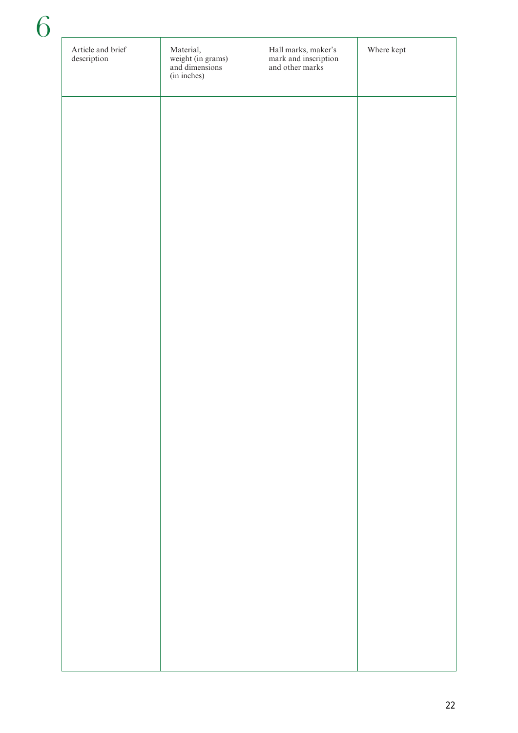# 6

| Article and brief description | Material, weight (in grams) and dimensions (in inches) | Hall marks, maker's mark and inscription and other marks | Where kept |
| --- | --- | --- | --- |
| | | | |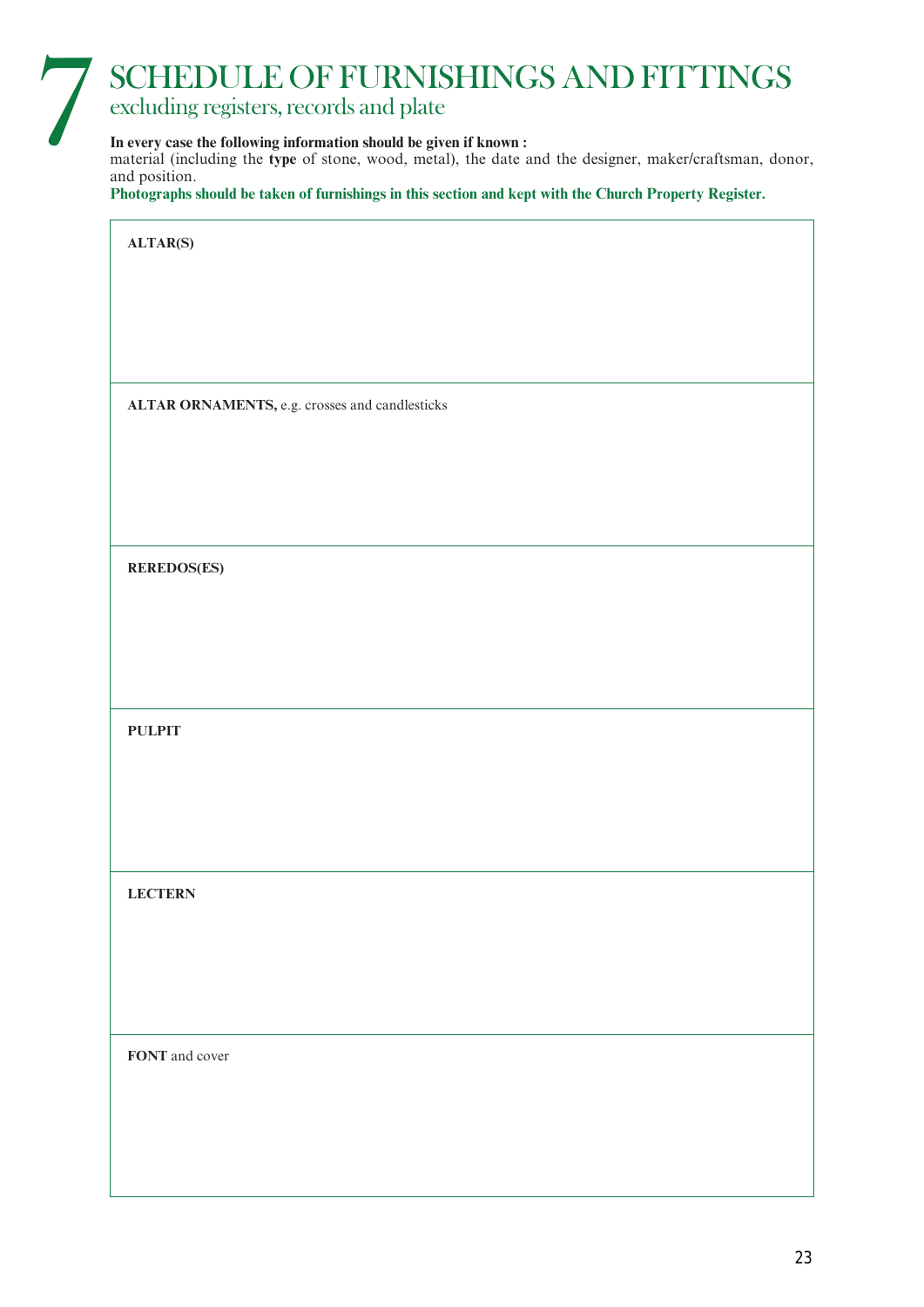# 7 SCHEDULE OF FURNISHINGS AND FITTINGS

## excluding registers, records and plate

**In every case the following information should be given if known :**
material (including the **type** of stone, wood, metal), the date and the designer, maker/craftsman, donor, and position.

**Photographs should be taken of furnishings in this section and kept with the Church Property Register.**

| |
|---|
| **ALTAR(S)** |
| **ALTAR ORNAMENTS,** e.g. crosses and candlesticks |
| **REREDOS(ES)** |
| **PULPIT** |
| **LECTERN** |
| **FONT** and cover |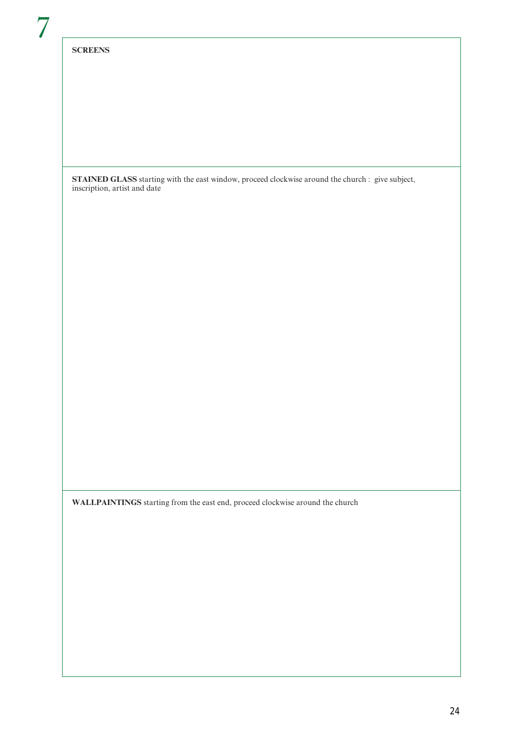# 7

**SCREENS**

**STAINED GLASS** starting with the east window, proceed clockwise around the church : give subject, inscription, artist and date

**WALLPAINTINGS** starting from the east end, proceed clockwise around the church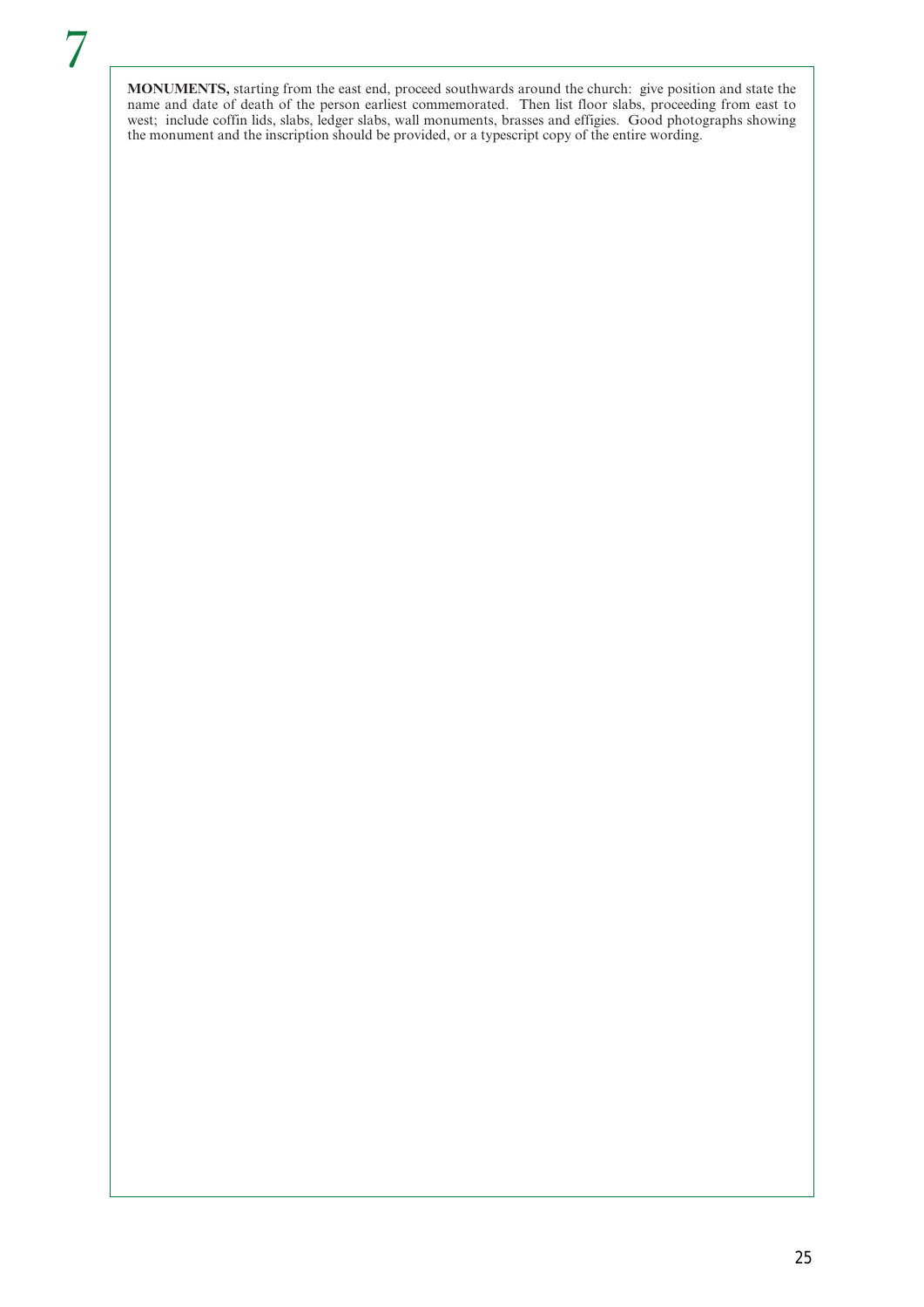# 7

**MONUMENTS,** starting from the east end, proceed southwards around the church: give position and state the name and date of death of the person earliest commemorated. Then list floor slabs, proceeding from east to west; include coffin lids, slabs, ledger slabs, wall monuments, brasses and effigies. Good photographs showing the monument and the inscription should be provided, or a typescript copy of the entire wording.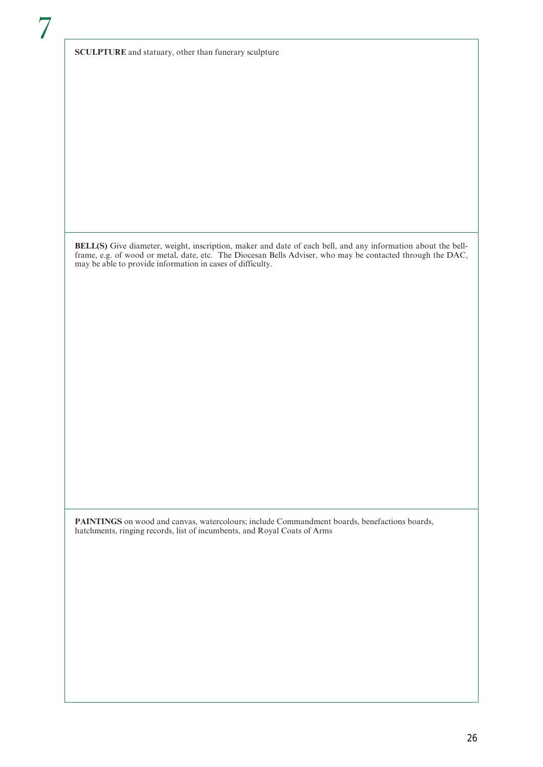7

**SCULPTURE** and statuary, other than funerary sculpture

**BELL(S)** Give diameter, weight, inscription, maker and date of each bell, and any information about the bell-frame, e.g. of wood or metal, date, etc. The Diocesan Bells Adviser, who may be contacted through the DAC, may be able to provide information in cases of difficulty.

**PAINTINGS** on wood and canvas, watercolours; include Commandment boards, benefactions boards, hatchments, ringing records, list of incumbents, and Royal Coats of Arms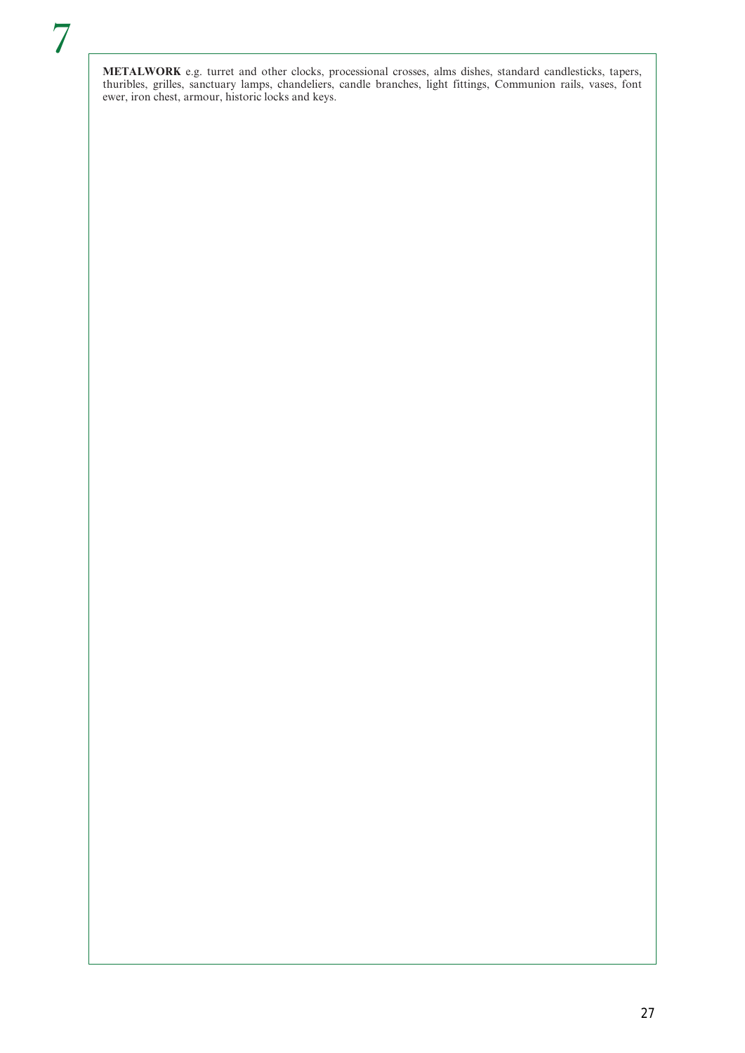# 7

**METALWORK** e.g. turret and other clocks, processional crosses, alms dishes, standard candlesticks, tapers, thuribles, grilles, sanctuary lamps, chandeliers, candle branches, light fittings, Communion rails, vases, font ewer, iron chest, armour, historic locks and keys.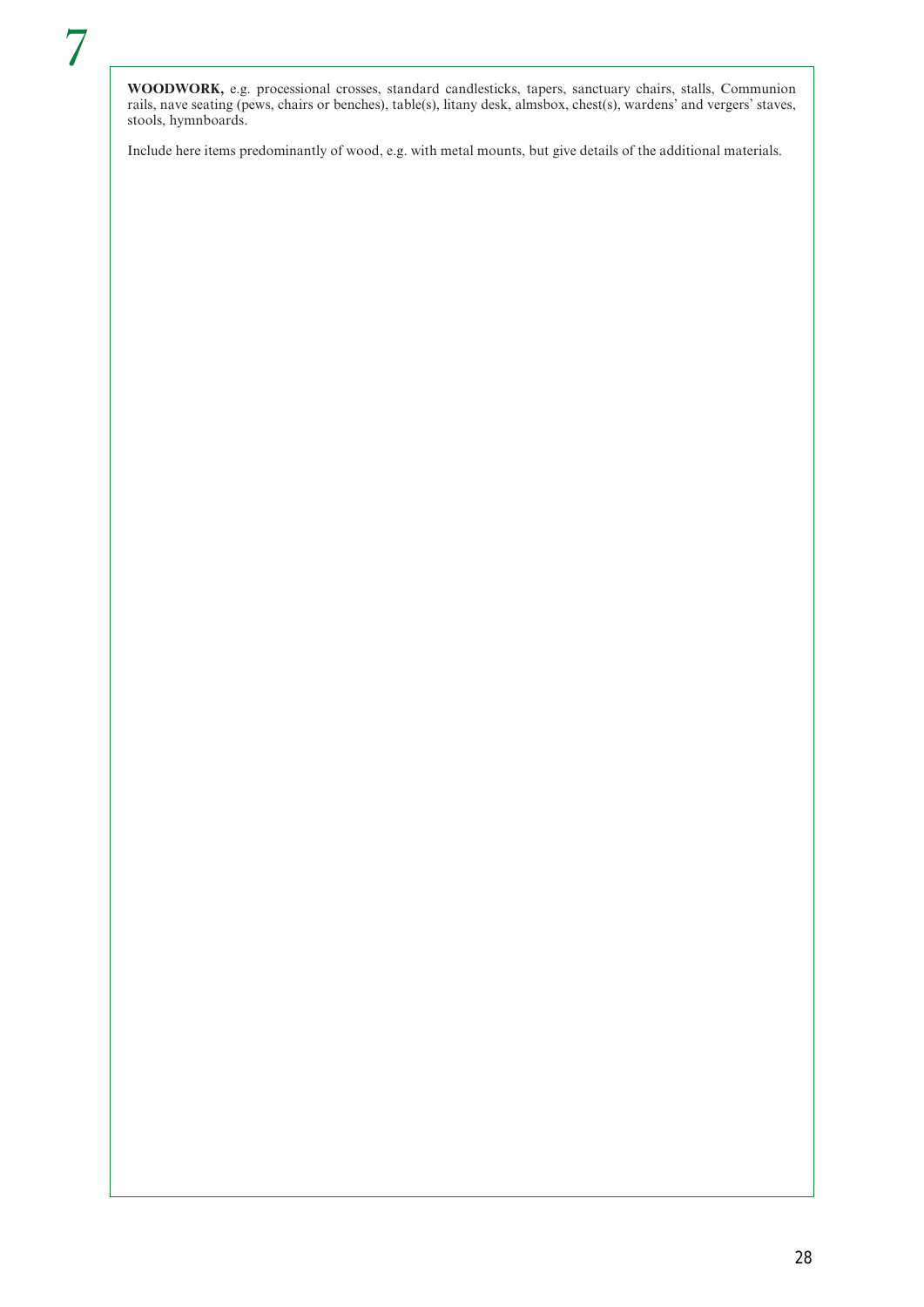# 7

**WOODWORK,** e.g. processional crosses, standard candlesticks, tapers, sanctuary chairs, stalls, Communion rails, nave seating (pews, chairs or benches), table(s), litany desk, almsbox, chest(s), wardens' and vergers' staves, stools, hymnboards.

Include here items predominantly of wood, e.g. with metal mounts, but give details of the additional materials.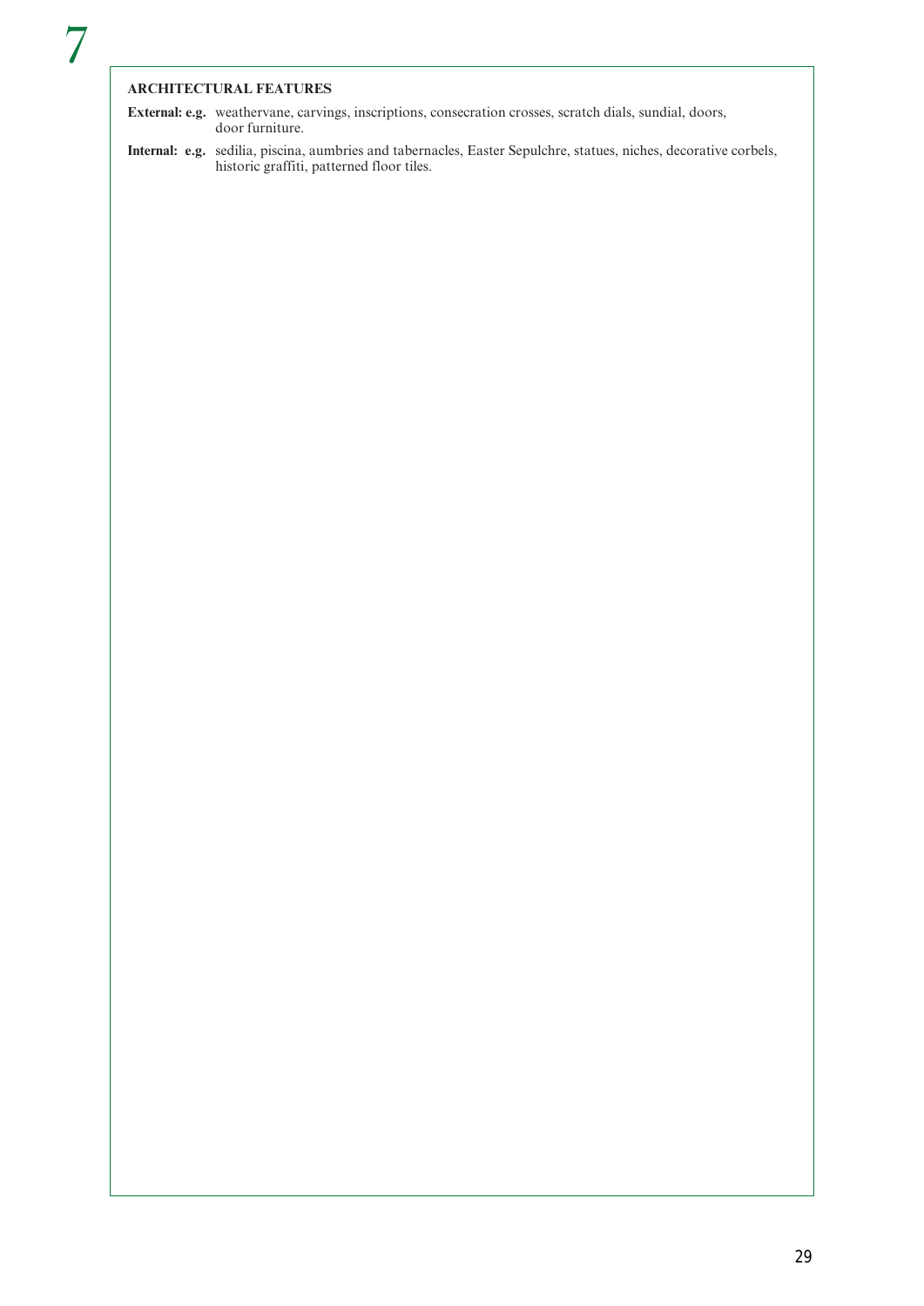# 7

**ARCHITECTURAL FEATURES**

**External: e.g.** weathervane, carvings, inscriptions, consecration crosses, scratch dials, sundial, doors, door furniture.

**Internal: e.g.** sedilia, piscina, aumbries and tabernacles, Easter Sepulchre, statues, niches, decorative corbels, historic graffiti, patterned floor tiles.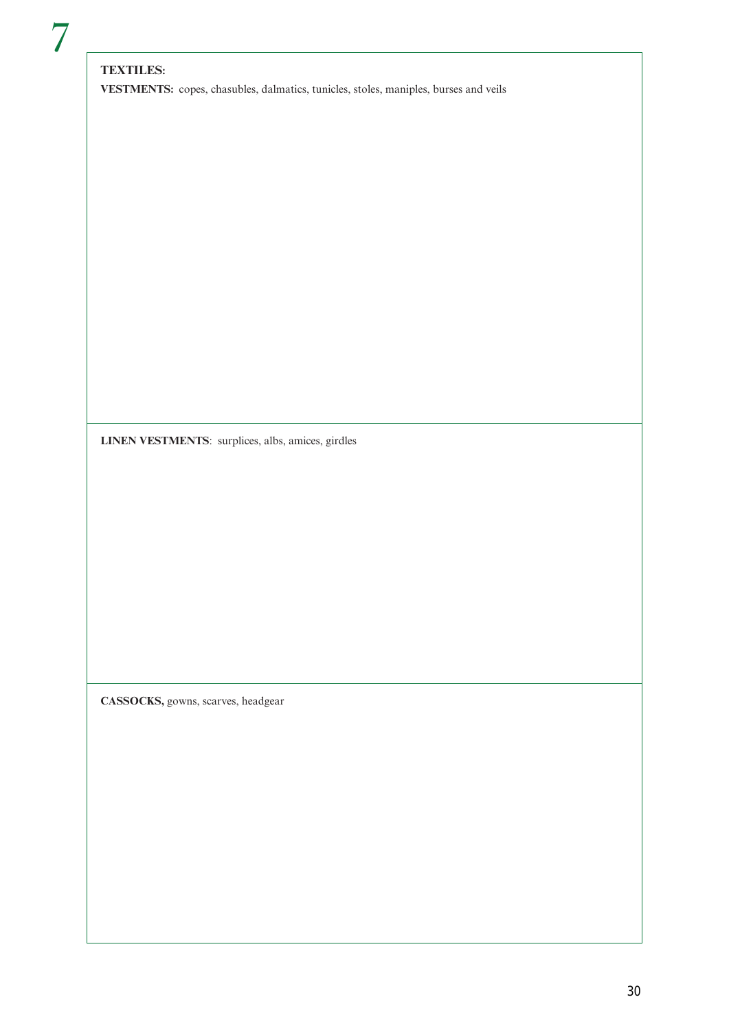# 7

**TEXTILES:**

**VESTMENTS:** copes, chasubles, dalmatics, tunicles, stoles, maniples, burses and veils

**LINEN VESTMENTS**: surplices, albs, amices, girdles

**CASSOCKS,** gowns, scarves, headgear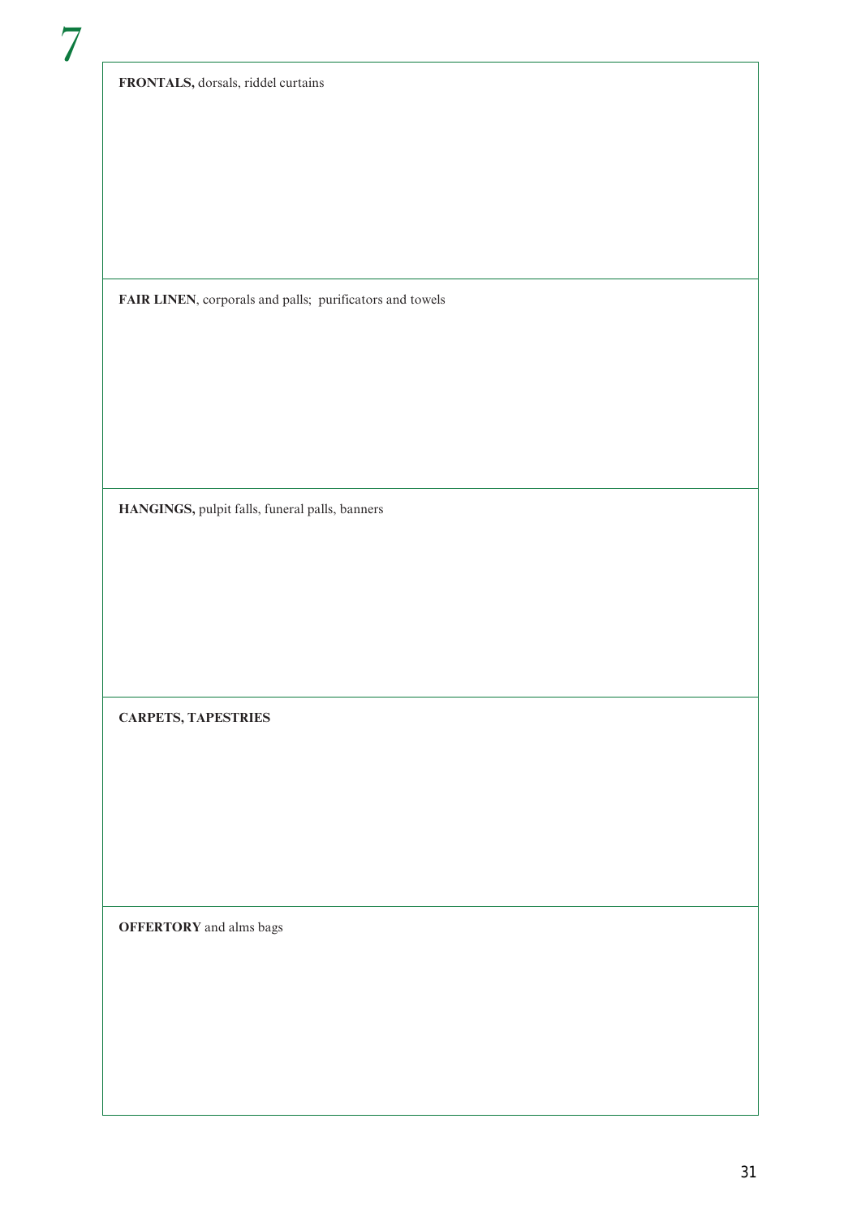7

**FRONTALS,** dorsals, riddel curtains

**FAIR LINEN**, corporals and palls; purificators and towels

**HANGINGS,** pulpit falls, funeral palls, banners

**CARPETS, TAPESTRIES**

**OFFERTORY** and alms bags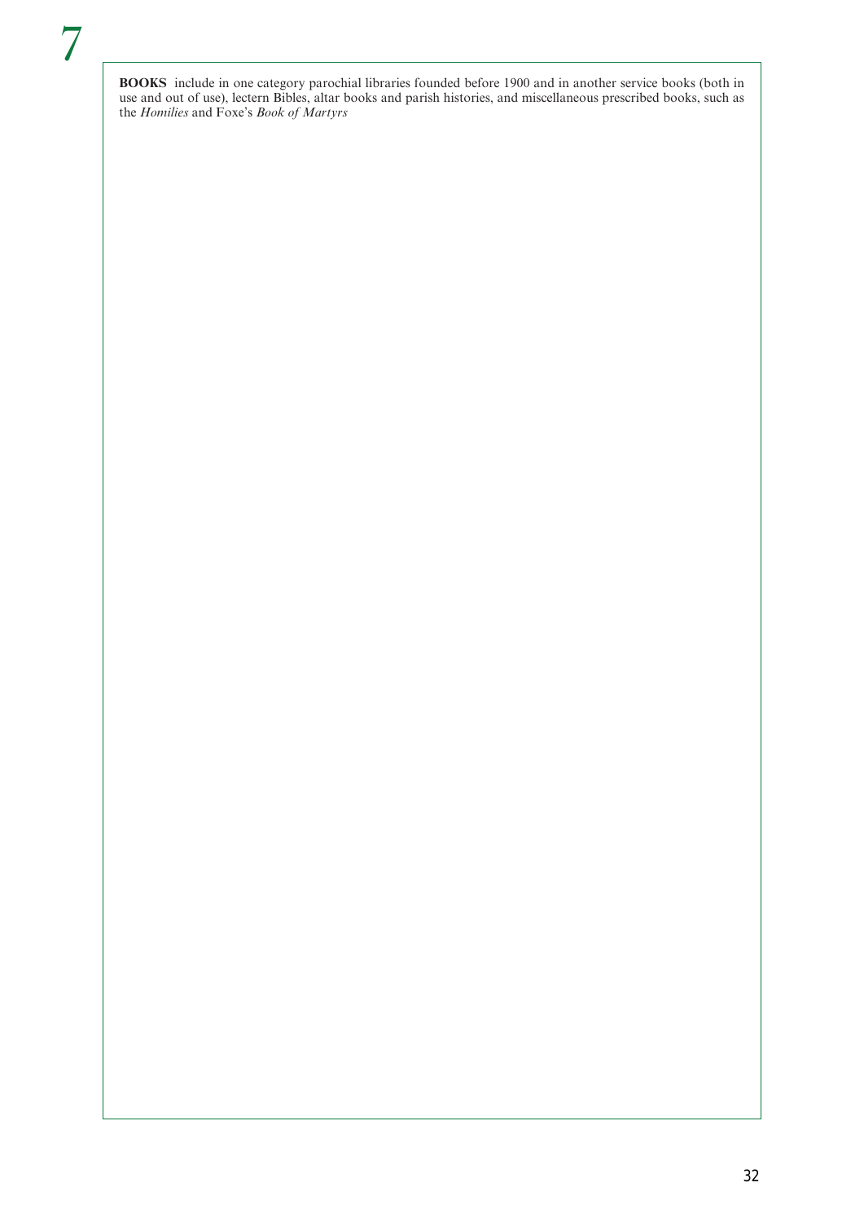7

**BOOKS** include in one category parochial libraries founded before 1900 and in another service books (both in use and out of use), lectern Bibles, altar books and parish histories, and miscellaneous prescribed books, such as the *Homilies* and Foxe's *Book of Martyrs*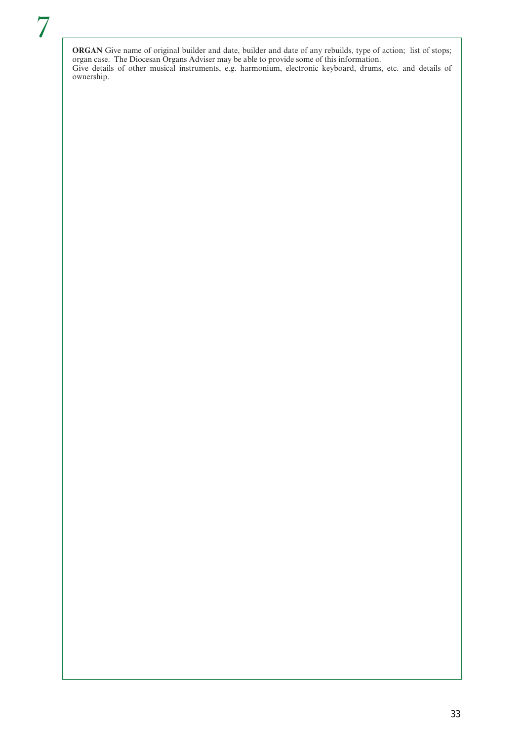# 7

**ORGAN** Give name of original builder and date, builder and date of any rebuilds, type of action; list of stops; organ case. The Diocesan Organs Adviser may be able to provide some of this information.
Give details of other musical instruments, e.g. harmonium, electronic keyboard, drums, etc. and details of ownership.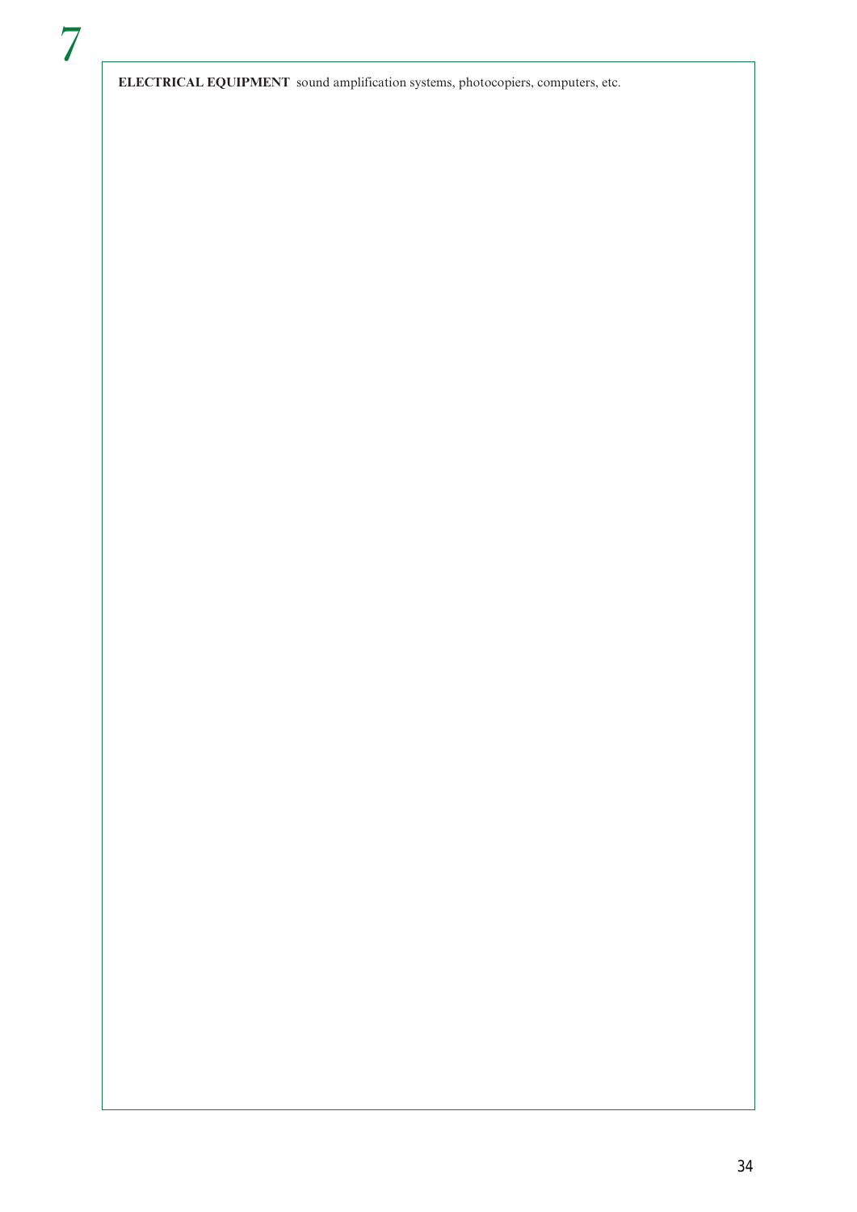**ELECTRICAL EQUIPMENT** sound amplification systems, photocopiers, computers, etc.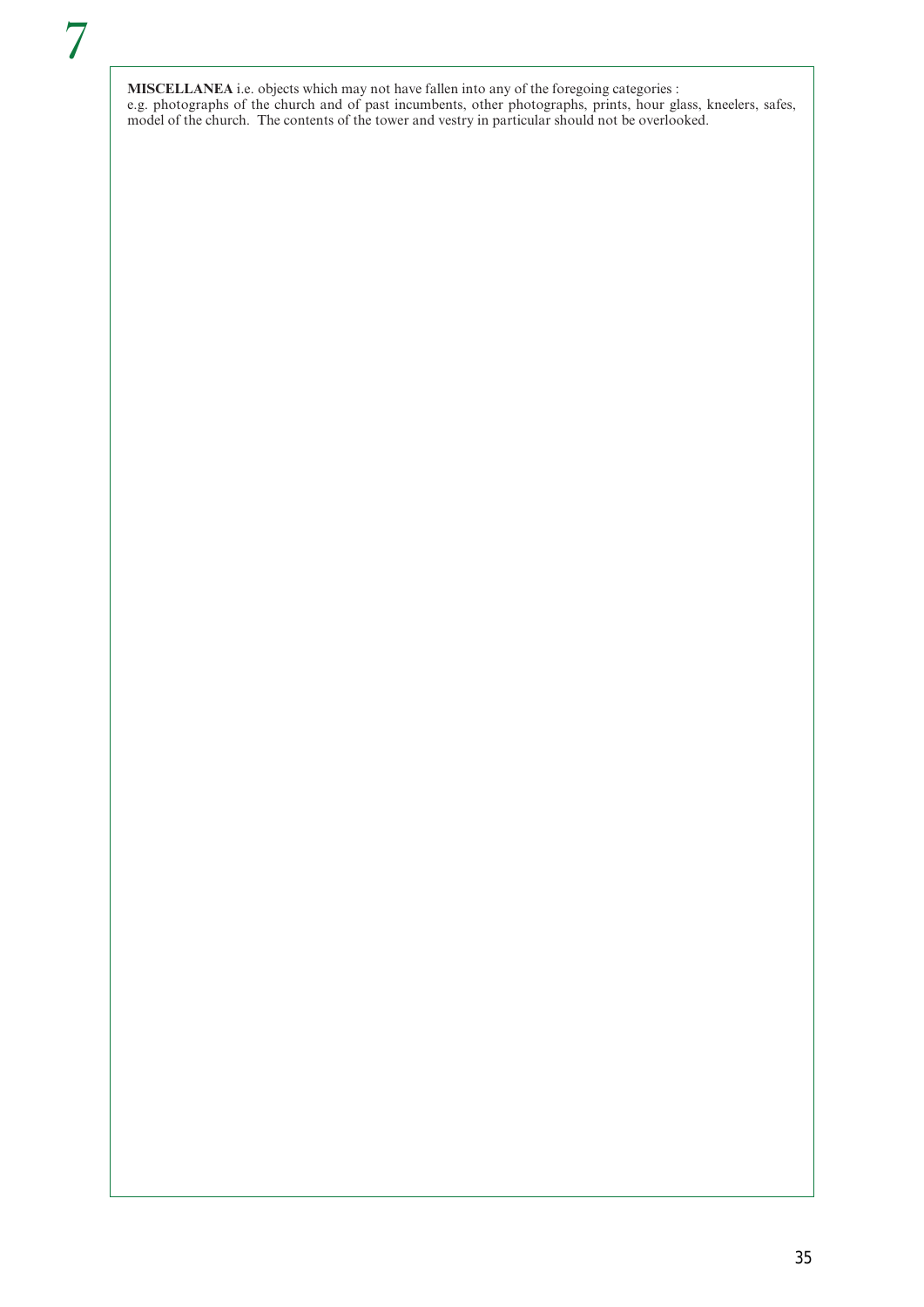# 7

**MISCELLANEA** i.e. objects which may not have fallen into any of the foregoing categories :
e.g. photographs of the church and of past incumbents, other photographs, prints, hour glass, kneelers, safes, model of the church. The contents of the tower and vestry in particular should not be overlooked.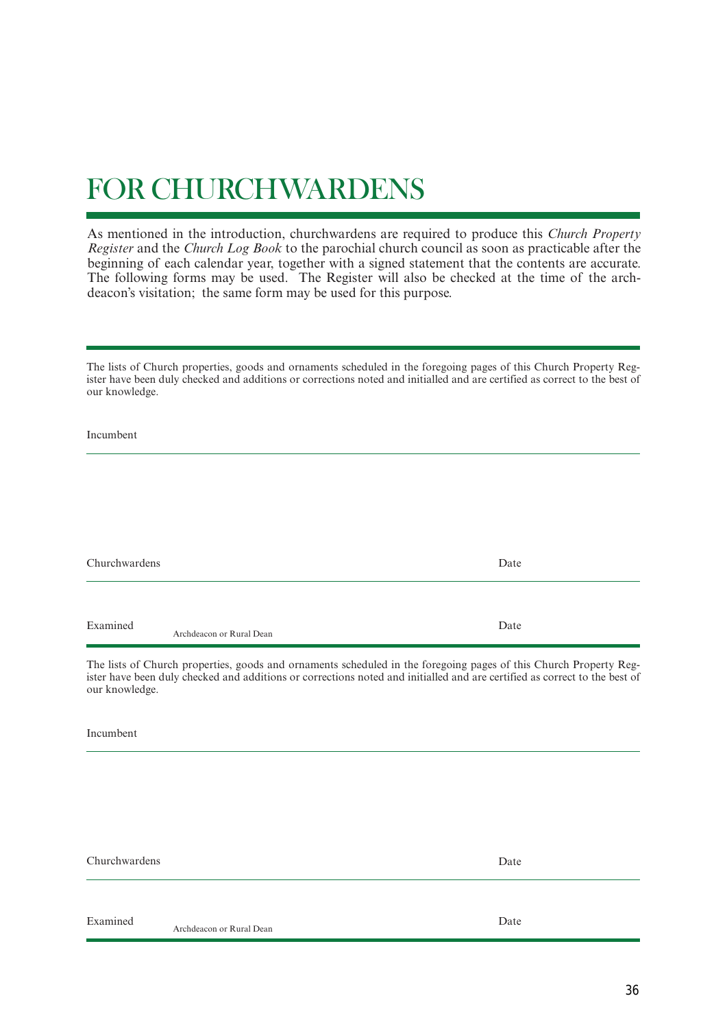# FOR CHURCHWARDENS

As mentioned in the introduction, churchwardens are required to produce this *Church Property Register* and the *Church Log Book* to the parochial church council as soon as practicable after the beginning of each calendar year, together with a signed statement that the contents are accurate. The following forms may be used. The Register will also be checked at the time of the archdeacon's visitation; the same form may be used for this purpose.

---

The lists of Church properties, goods and ornaments scheduled in the foregoing pages of this Church Property Register have been duly checked and additions or corrections noted and initialled and are certified as correct to the best of our knowledge.

Incumbent

Churchwardens Date

Examined Archdeacon or Rural Dean Date

---

The lists of Church properties, goods and ornaments scheduled in the foregoing pages of this Church Property Register have been duly checked and additions or corrections noted and initialled and are certified as correct to the best of our knowledge.

Incumbent

Churchwardens Date

Examined Archdeacon or Rural Dean Date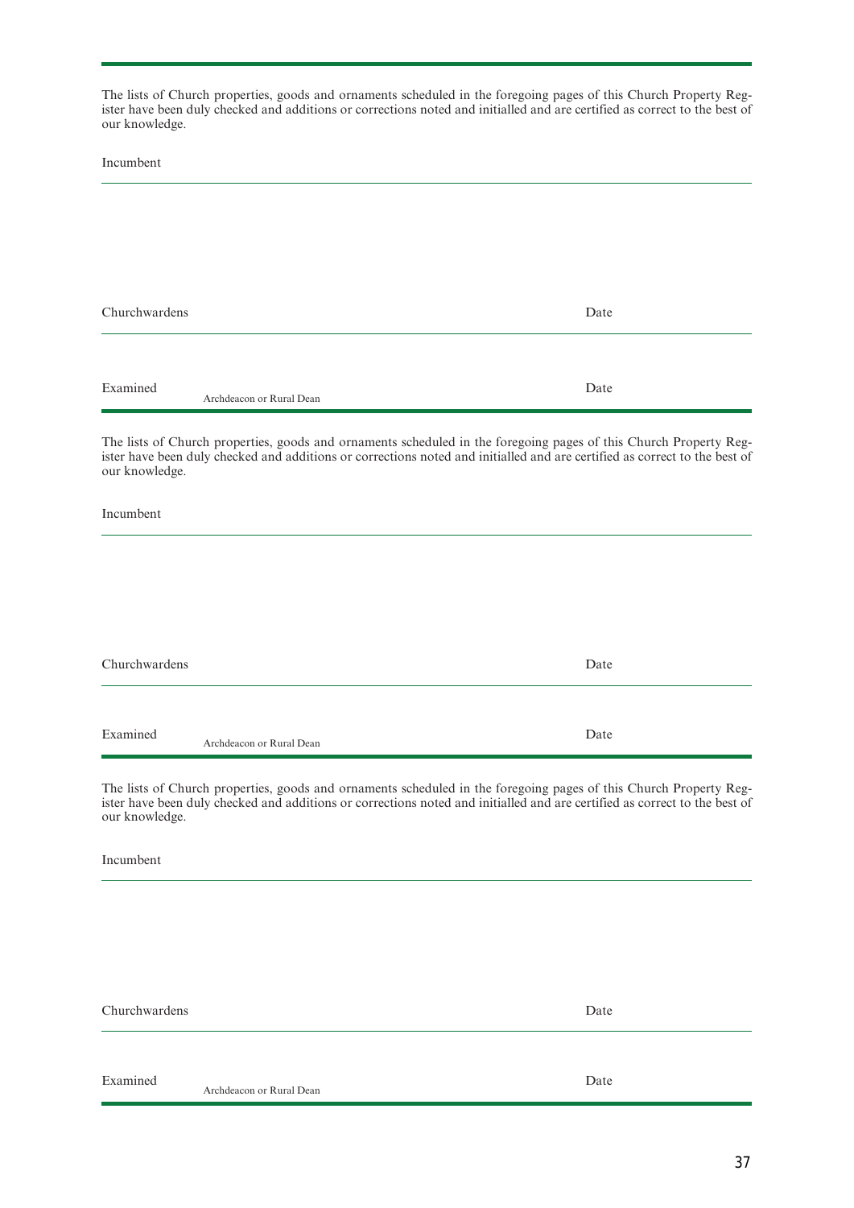---

The lists of Church properties, goods and ornaments scheduled in the foregoing pages of this Church Property Register have been duly checked and additions or corrections noted and initialled and are certified as correct to the best of our knowledge.

Incumbent

---

Churchwardens Date

---

Examined Archdeacon or Rural Dean Date

---

The lists of Church properties, goods and ornaments scheduled in the foregoing pages of this Church Property Register have been duly checked and additions or corrections noted and initialled and are certified as correct to the best of our knowledge.

Incumbent

---

Churchwardens Date

---

Examined Archdeacon or Rural Dean Date

---

The lists of Church properties, goods and ornaments scheduled in the foregoing pages of this Church Property Register have been duly checked and additions or corrections noted and initialled and are certified as correct to the best of our knowledge.

Incumbent

---

Churchwardens Date

---

Examined Archdeacon or Rural Dean Date

---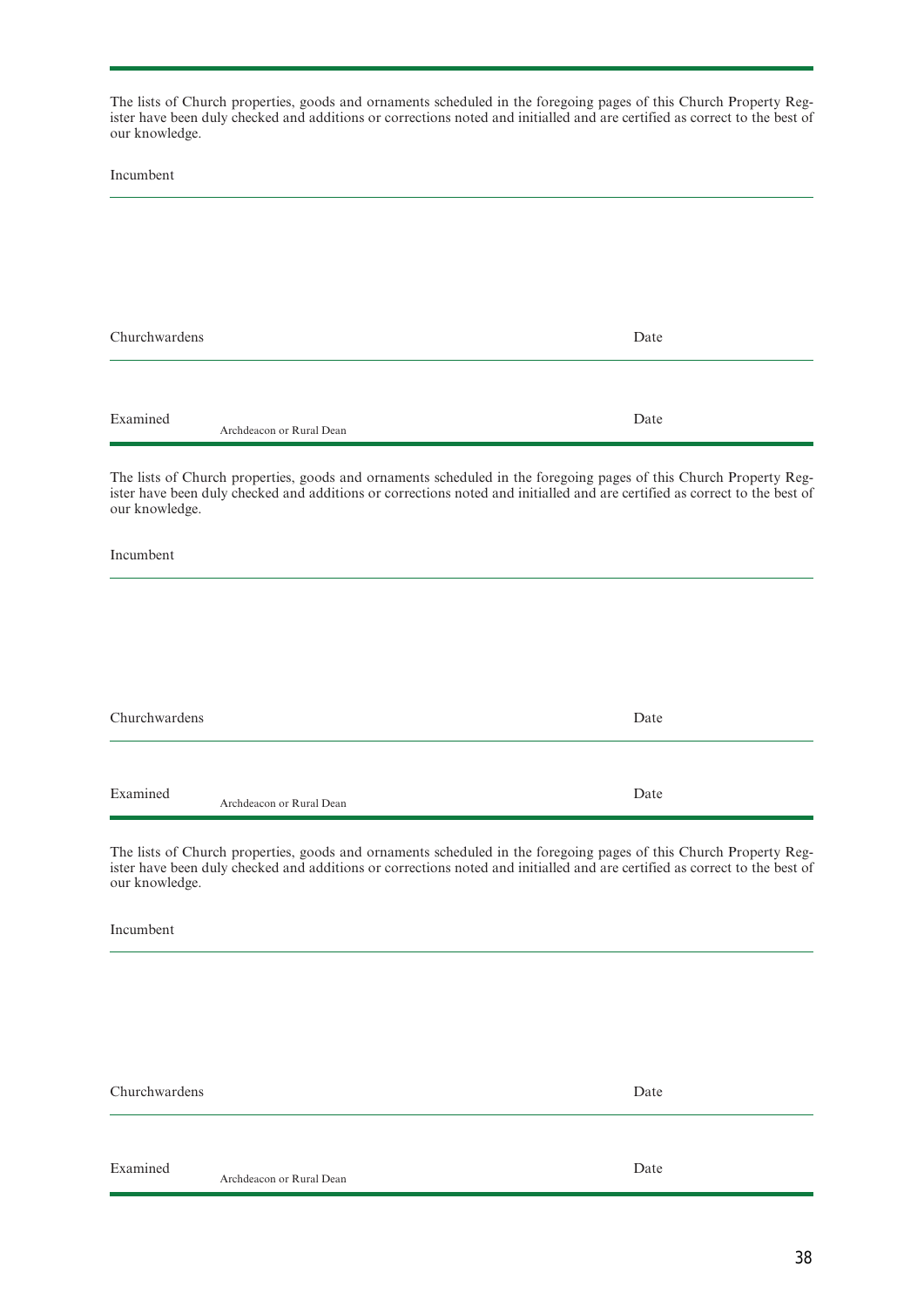The lists of Church properties, goods and ornaments scheduled in the foregoing pages of this Church Property Register have been duly checked and additions or corrections noted and initialled and are certified as correct to the best of our knowledge.

Incumbent

---

Churchwardens Date

---

Examined Archdeacon or Rural Dean Date

---

The lists of Church properties, goods and ornaments scheduled in the foregoing pages of this Church Property Register have been duly checked and additions or corrections noted and initialled and are certified as correct to the best of our knowledge.

Incumbent

---

Churchwardens Date

---

Examined Archdeacon or Rural Dean Date

---

The lists of Church properties, goods and ornaments scheduled in the foregoing pages of this Church Property Register have been duly checked and additions or corrections noted and initialled and are certified as correct to the best of our knowledge.

Incumbent

---

Churchwardens Date

---

Examined Archdeacon or Rural Dean Date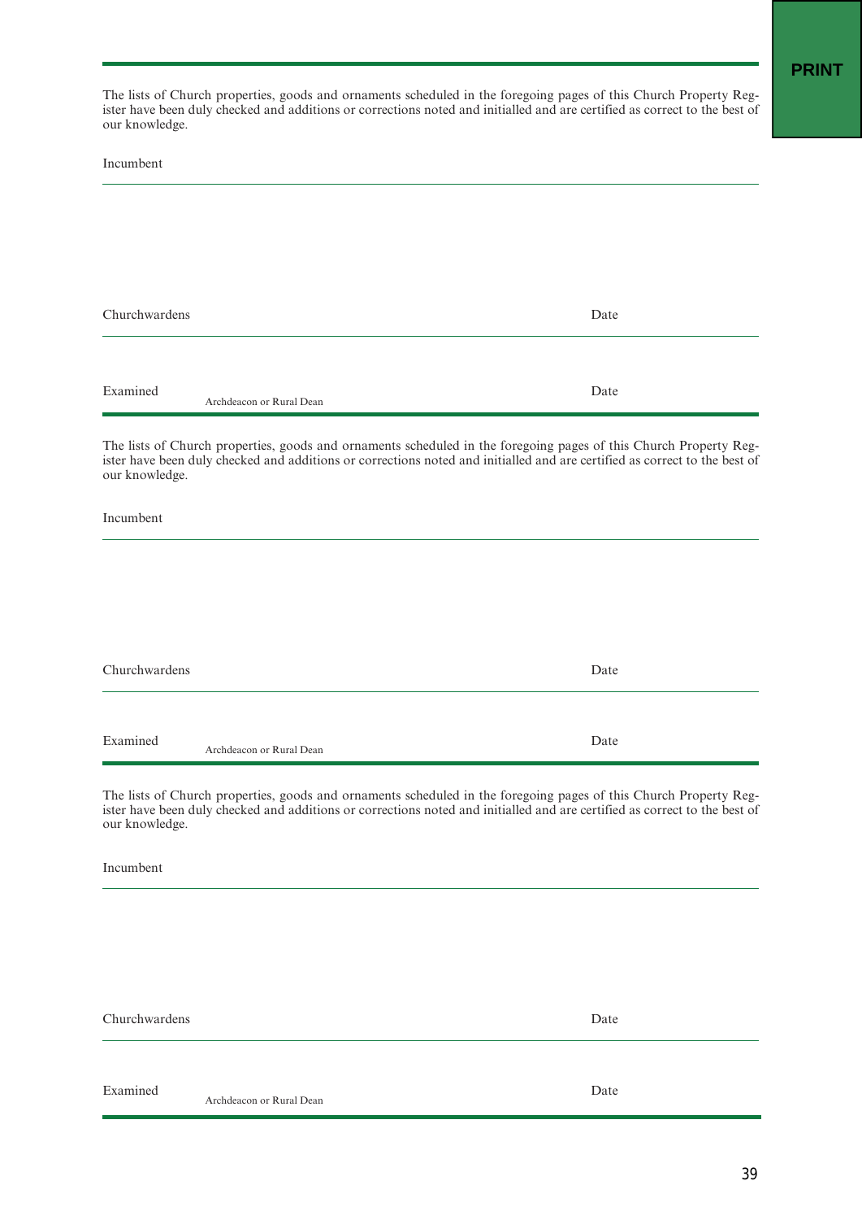The lists of Church properties, goods and ornaments scheduled in the foregoing pages of this Church Property Register have been duly checked and additions or corrections noted and initialled and are certified as correct to the best of our knowledge.

Incumbent

---

Churchwardens Date

---

Examined Archdeacon or Rural Dean Date

---

The lists of Church properties, goods and ornaments scheduled in the foregoing pages of this Church Property Register have been duly checked and additions or corrections noted and initialled and are certified as correct to the best of our knowledge.

Incumbent

---

Churchwardens Date

---

Examined Archdeacon or Rural Dean Date

---

The lists of Church properties, goods and ornaments scheduled in the foregoing pages of this Church Property Register have been duly checked and additions or corrections noted and initialled and are certified as correct to the best of our knowledge.

Incumbent

---

Churchwardens Date

---

Examined Archdeacon or Rural Dean Date

---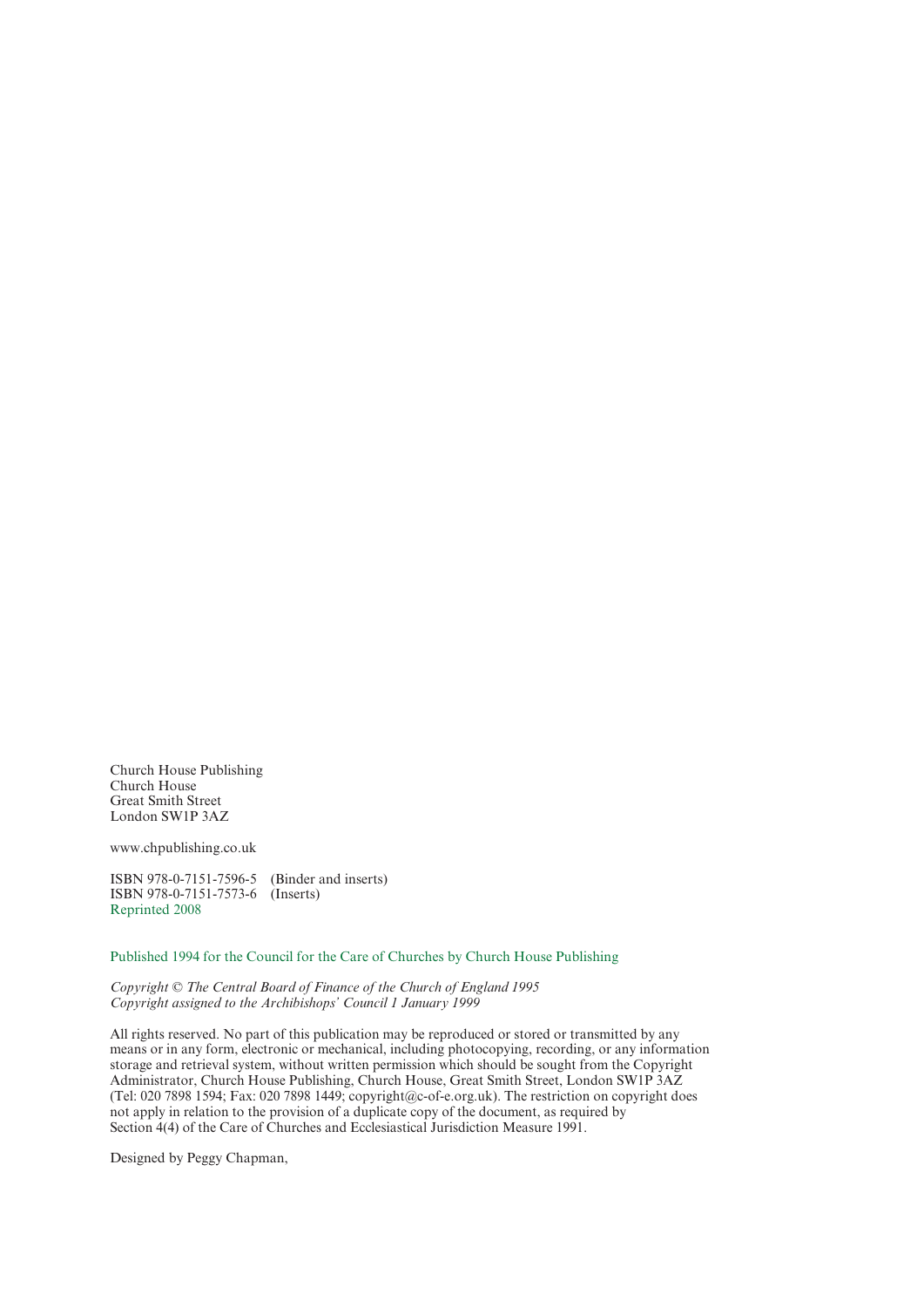Church House Publishing
Church House
Great Smith Street
London SW1P 3AZ

www.chpublishing.co.uk

ISBN 978-0-7151-7596-5 (Binder and inserts)
ISBN 978-0-7151-7573-6 (Inserts)
Reprinted 2008

Published 1994 for the Council for the Care of Churches by Church House Publishing

*Copyright © The Central Board of Finance of the Church of England 1995*
*Copyright assigned to the Archibishops' Council 1 January 1999*

All rights reserved. No part of this publication may be reproduced or stored or transmitted by any means or in any form, electronic or mechanical, including photocopying, recording, or any information storage and retrieval system, without written permission which should be sought from the Copyright Administrator, Church House Publishing, Church House, Great Smith Street, London SW1P 3AZ (Tel: 020 7898 1594; Fax: 020 7898 1449; copyright@c-of-e.org.uk). The restriction on copyright does not apply in relation to the provision of a duplicate copy of the document, as required by Section 4(4) of the Care of Churches and Ecclesiastical Jurisdiction Measure 1991.

Designed by Peggy Chapman,